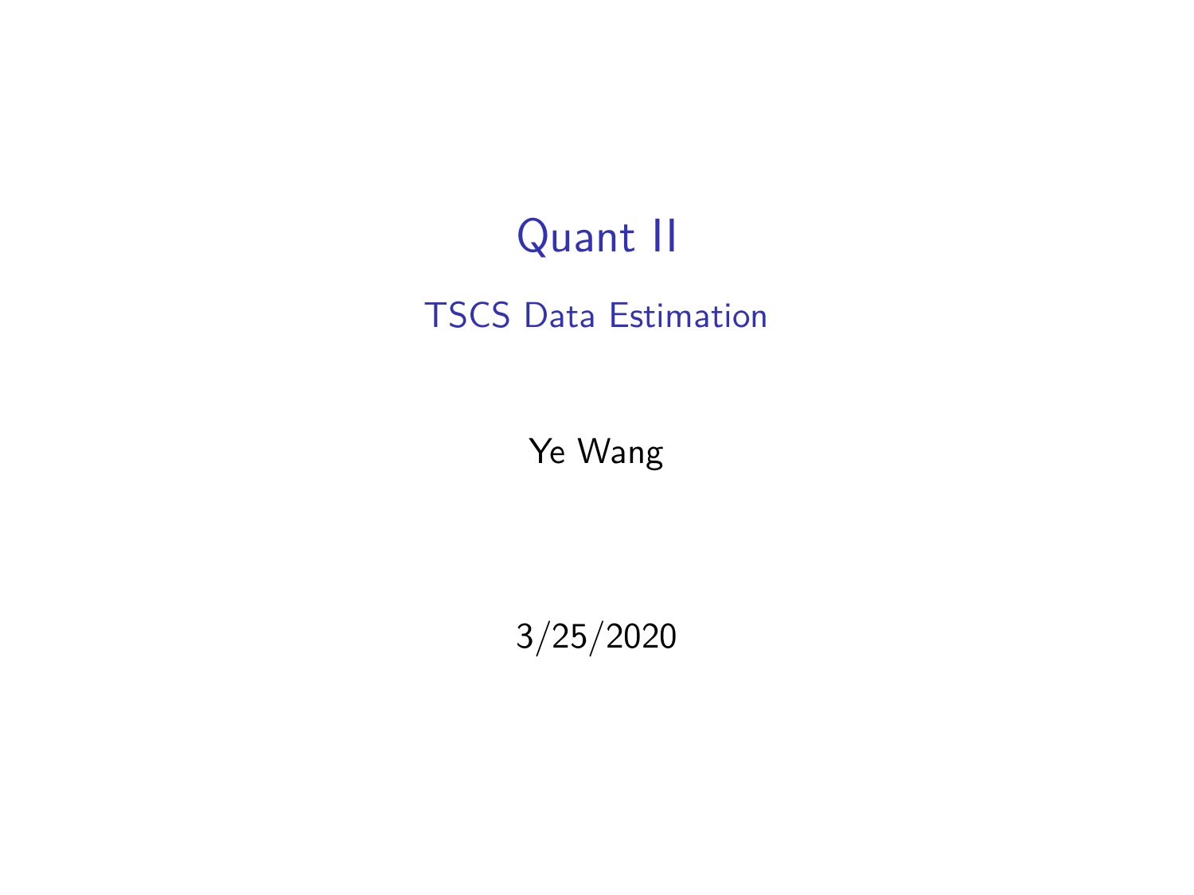# Quant II

## TSCS Data Estimation

Ye Wang

3/25/2020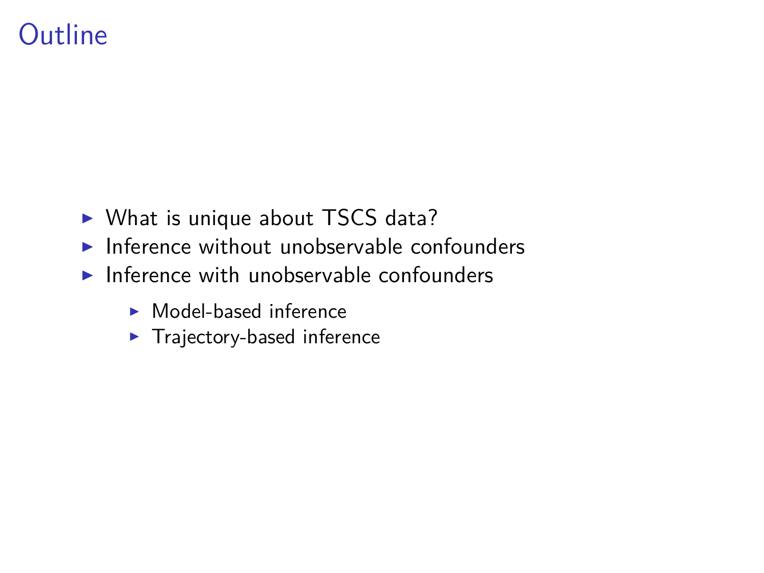# Outline

- What is unique about TSCS data?
- Inference without unobservable confounders
- Inference with unobservable confounders
  - Model-based inference
  - Trajectory-based inference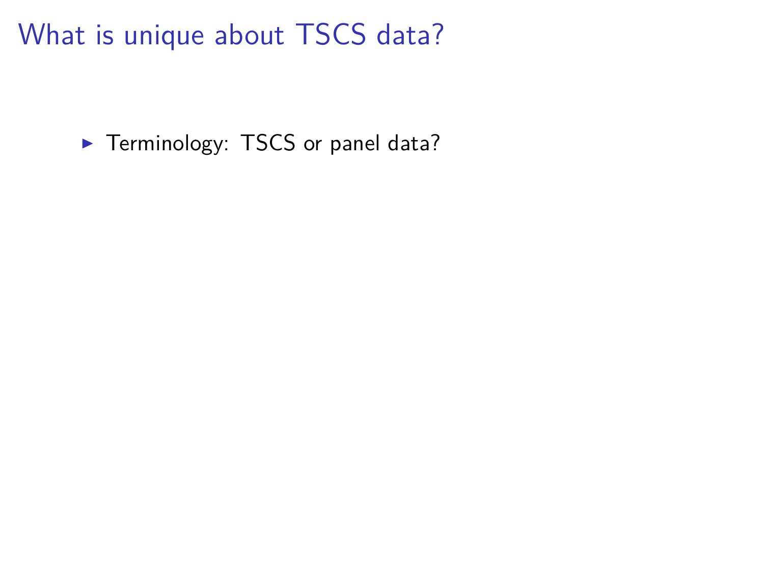# What is unique about TSCS data?

- Terminology: TSCS or panel data?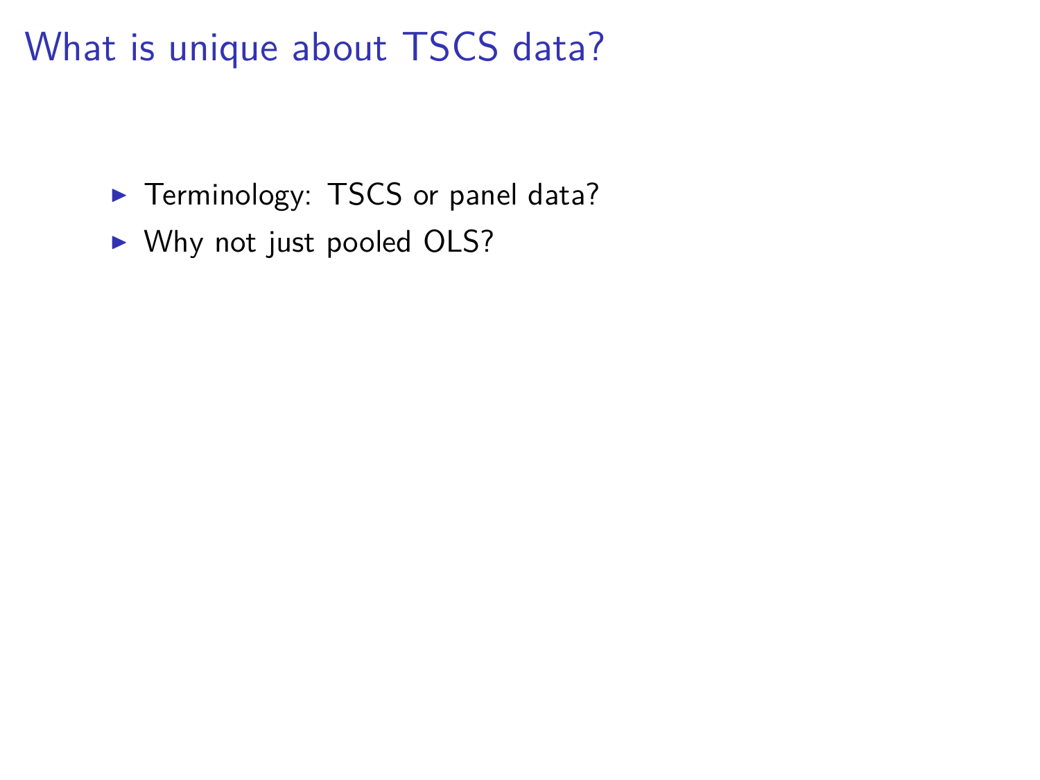# What is unique about TSCS data?

- Terminology: TSCS or panel data?
- Why not just pooled OLS?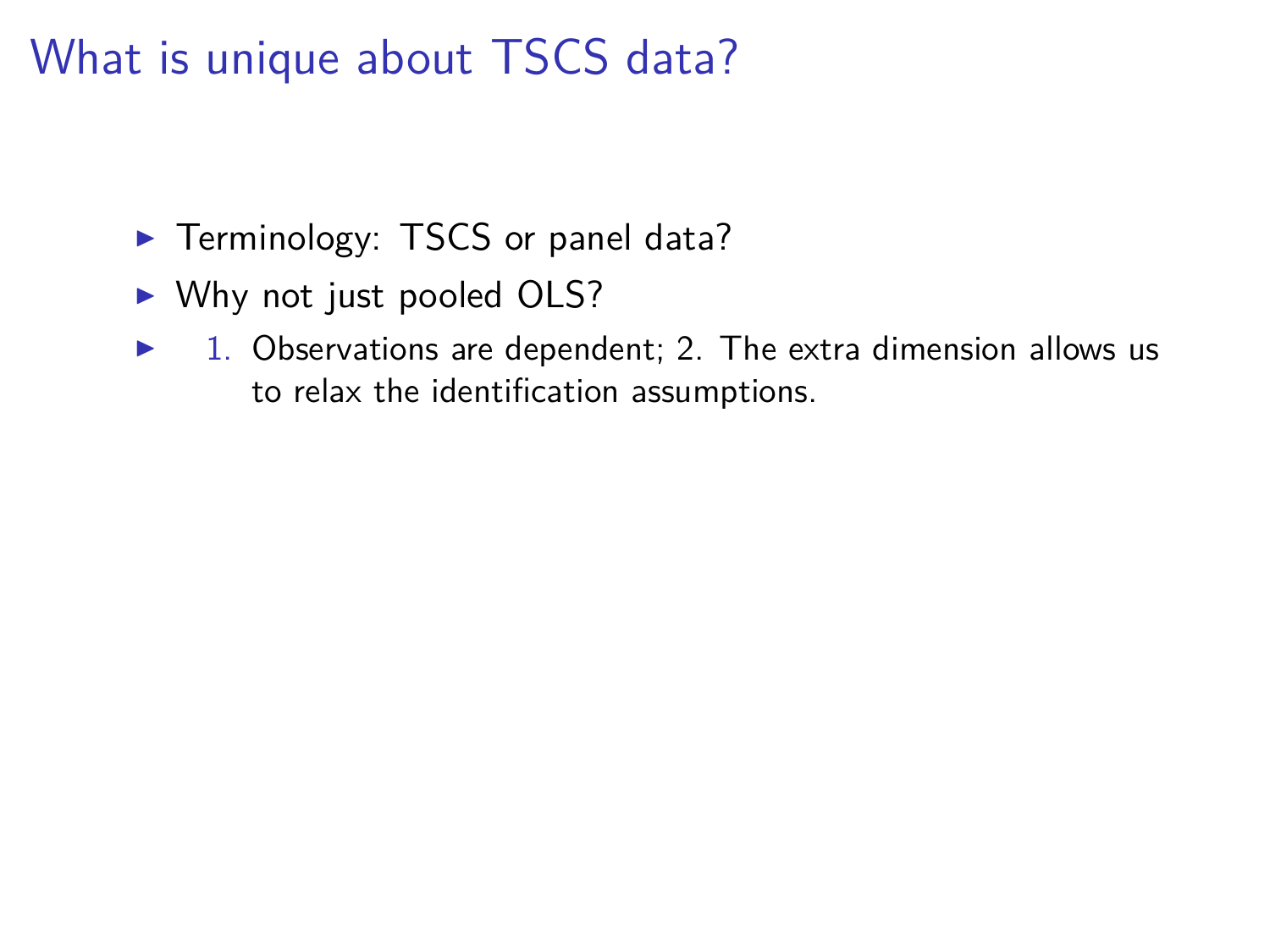# What is unique about TSCS data?

- Terminology: TSCS or panel data?
- Why not just pooled OLS?
- 1. Observations are dependent; 2. The extra dimension allows us to relax the identification assumptions.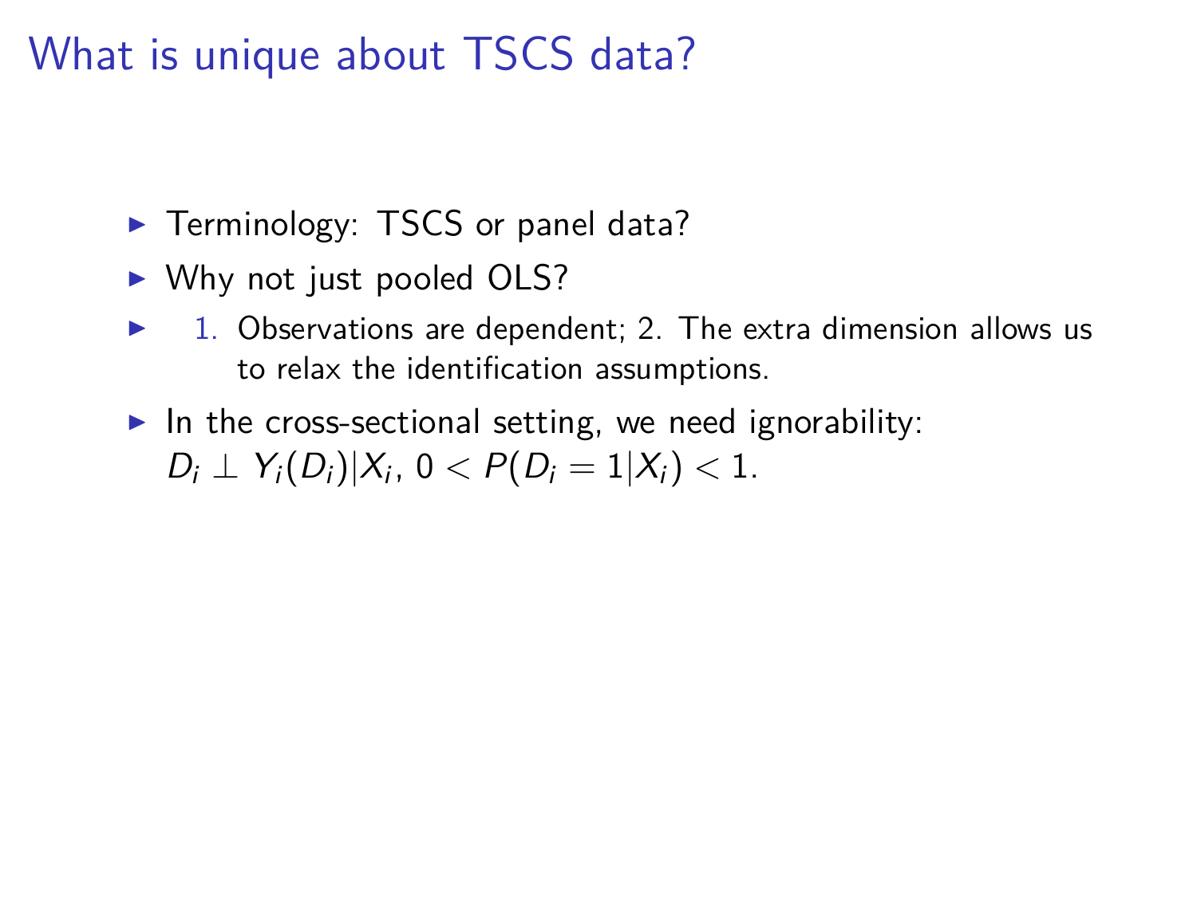# What is unique about TSCS data?

- Terminology: TSCS or panel data?
- Why not just pooled OLS?
- 1. Observations are dependent; 2. The extra dimension allows us to relax the identification assumptions.
- In the cross-sectional setting, we need ignorability: $D_i \perp Y_i(D_i) | X_i$, $0 < P(D_i = 1 | X_i) < 1$.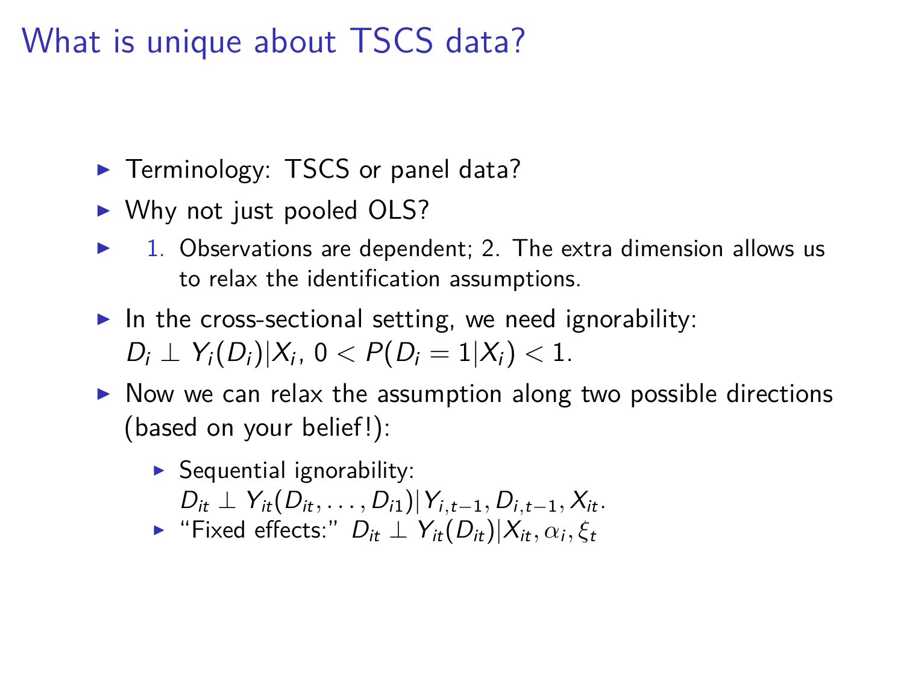# What is unique about TSCS data?

- Terminology: TSCS or panel data?
- Why not just pooled OLS?
- 1. Observations are dependent; 2. The extra dimension allows us to relax the identification assumptions.
- In the cross-sectional setting, we need ignorability: $D_i \perp Y_i(D_i)|X_i$, $0 < P(D_i = 1|X_i) < 1$.
- Now we can relax the assumption along two possible directions (based on your belief!):
  - Sequential ignorability: $D_{it} \perp Y_{it}(D_{it}, \ldots, D_{i1})|Y_{i,t-1}, D_{i,t-1}, X_{it}$.
  - "Fixed effects:" $D_{it} \perp Y_{it}(D_{it})|X_{it}, \alpha_i, \xi_t$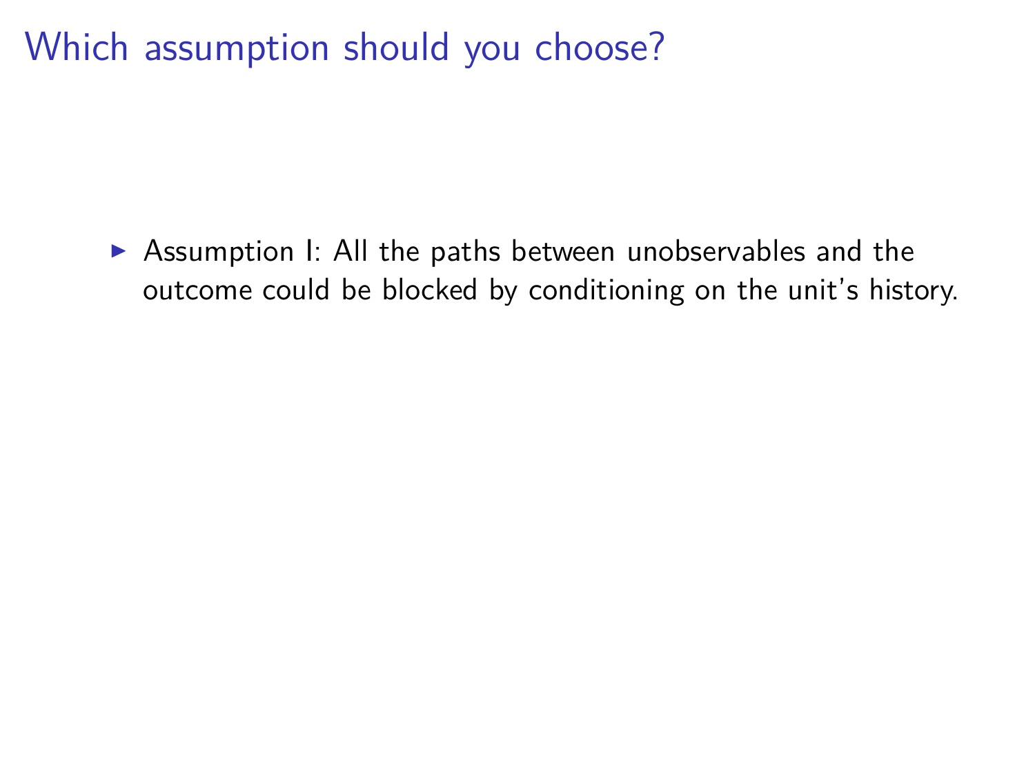# Which assumption should you choose?

- Assumption I: All the paths between unobservables and the outcome could be blocked by conditioning on the unit's history.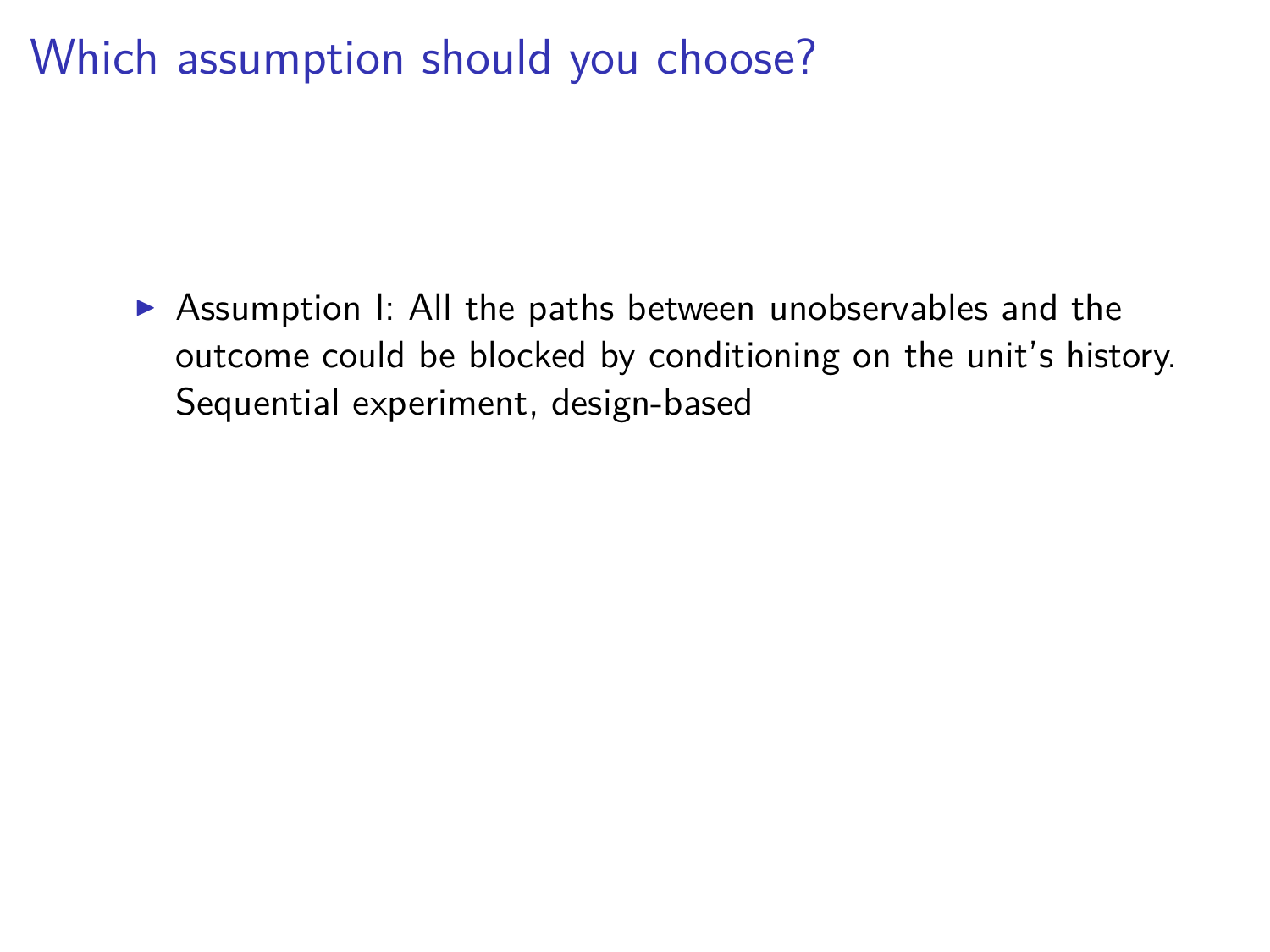# Which assumption should you choose?

- Assumption I: All the paths between unobservables and the outcome could be blocked by conditioning on the unit's history. Sequential experiment, design-based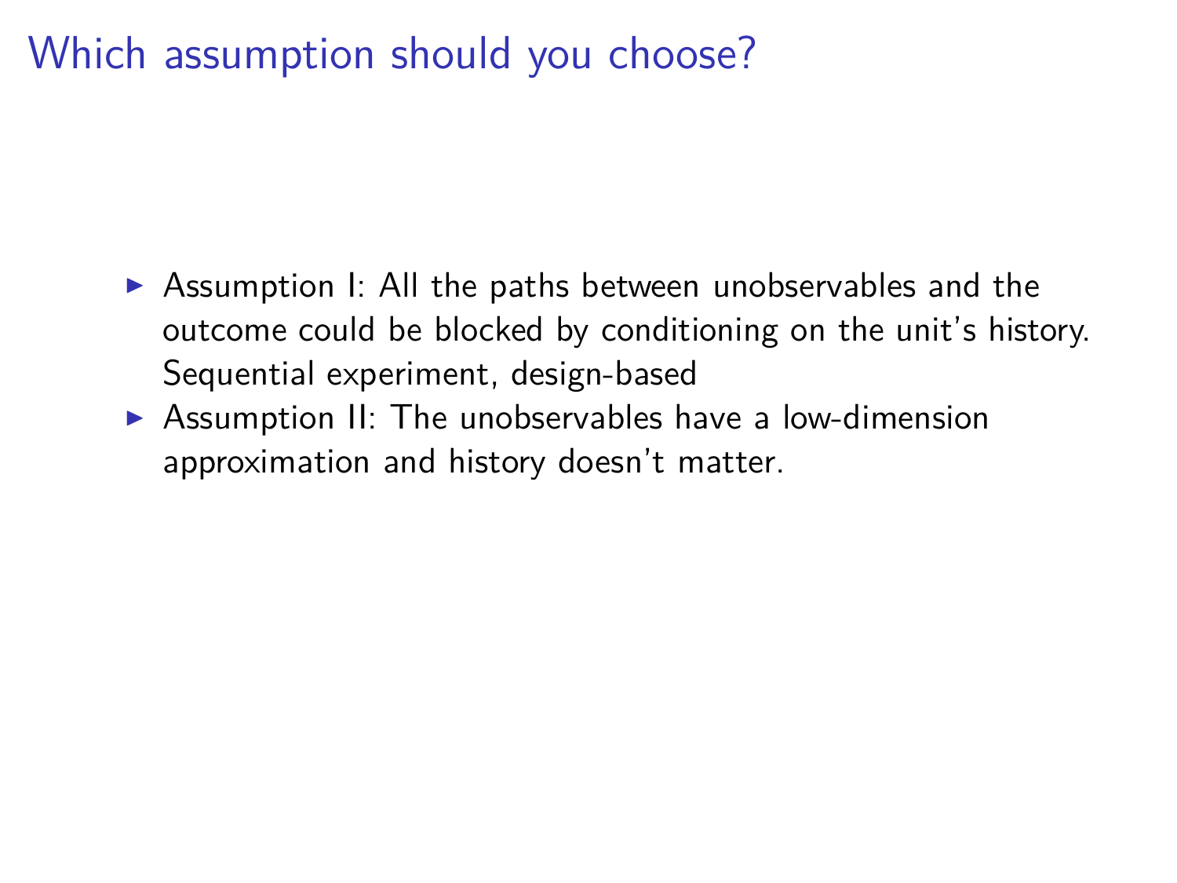# Which assumption should you choose?

- Assumption I: All the paths between unobservables and the outcome could be blocked by conditioning on the unit's history. Sequential experiment, design-based
- Assumption II: The unobservables have a low-dimension approximation and history doesn't matter.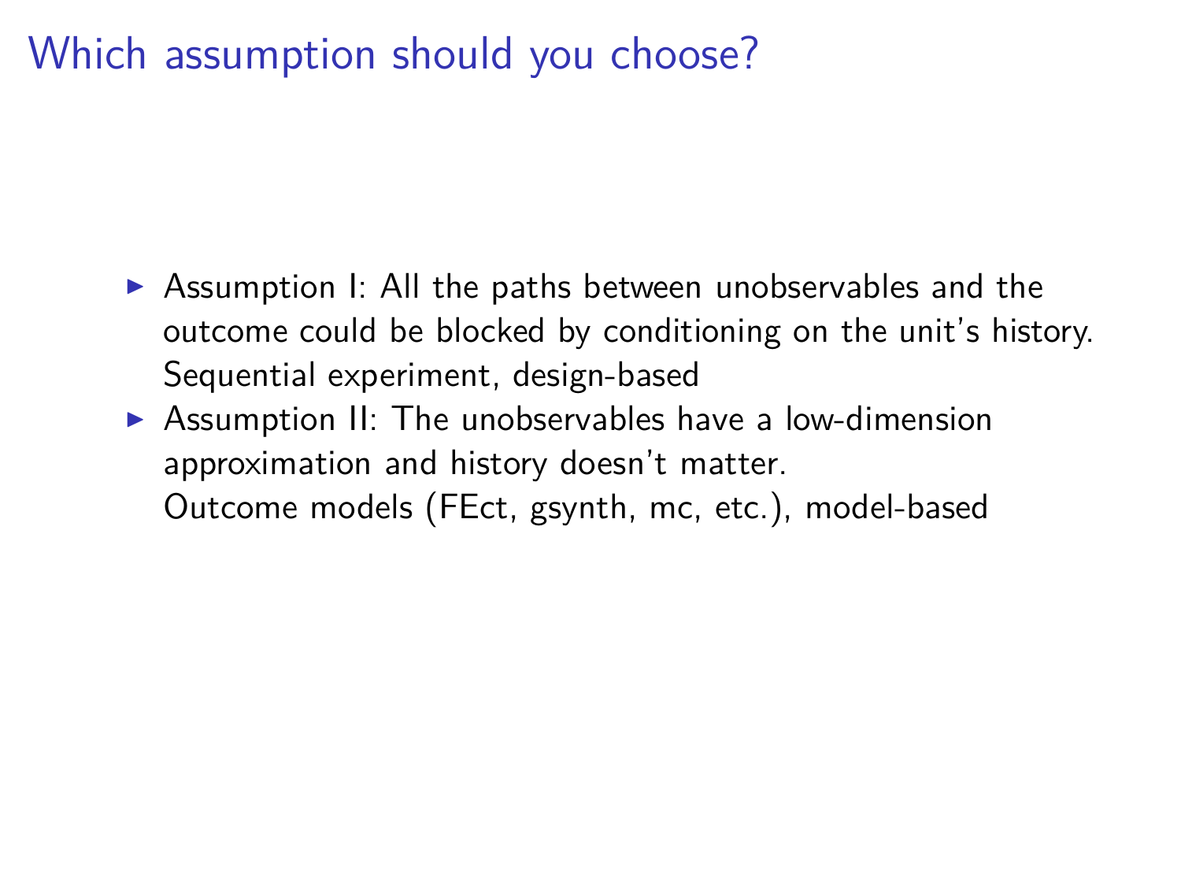# Which assumption should you choose?

- Assumption I: All the paths between unobservables and the outcome could be blocked by conditioning on the unit's history.
  Sequential experiment, design-based
- Assumption II: The unobservables have a low-dimension approximation and history doesn't matter.
  Outcome models (FEct, gsynth, mc, etc.), model-based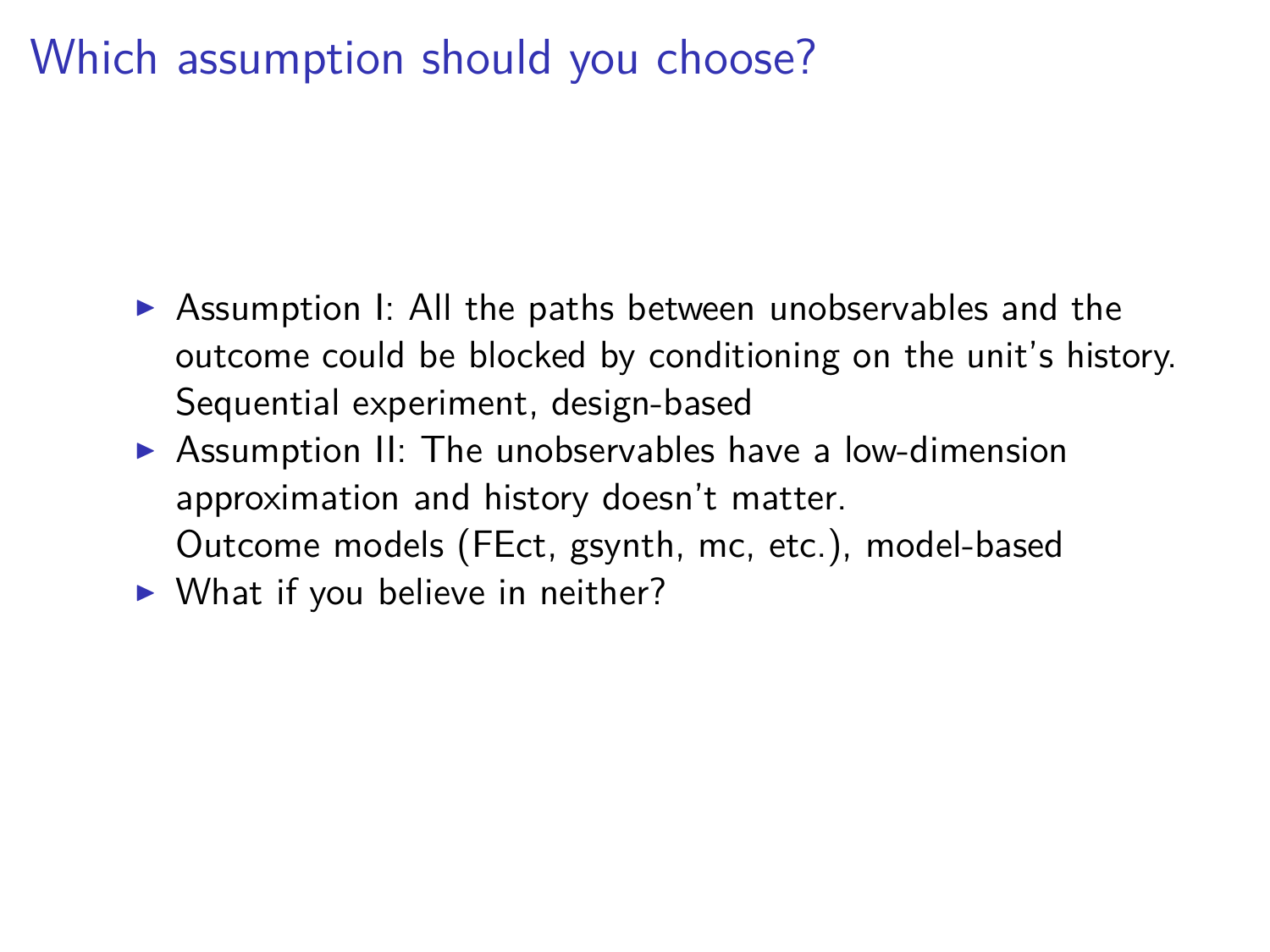# Which assumption should you choose?

- Assumption I: All the paths between unobservables and the outcome could be blocked by conditioning on the unit's history. Sequential experiment, design-based
- Assumption II: The unobservables have a low-dimension approximation and history doesn't matter. Outcome models (FEct, gsynth, mc, etc.), model-based
- What if you believe in neither?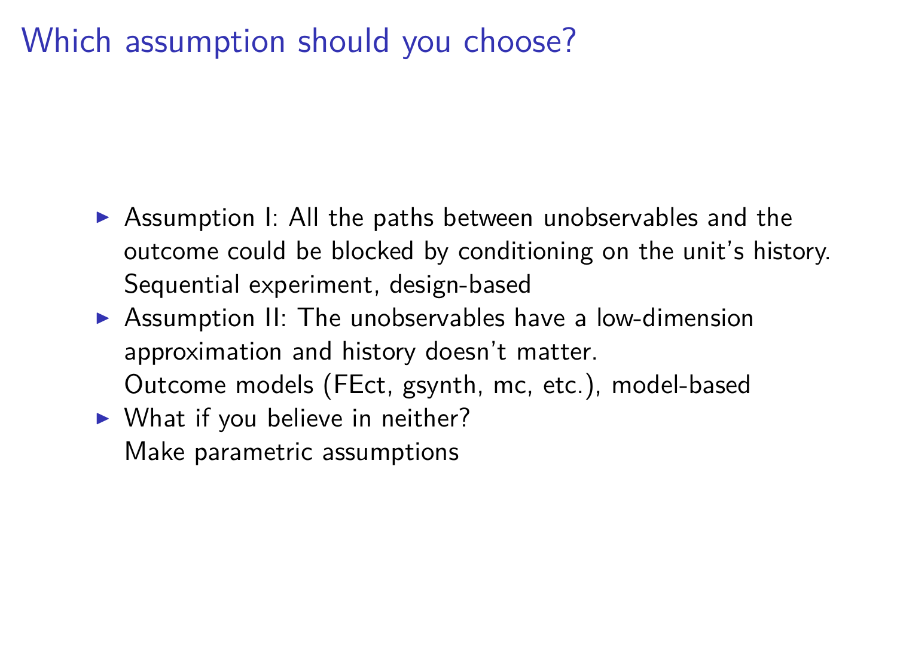# Which assumption should you choose?

- Assumption I: All the paths between unobservables and the outcome could be blocked by conditioning on the unit's history.
  Sequential experiment, design-based
- Assumption II: The unobservables have a low-dimension approximation and history doesn't matter.
  Outcome models (FEct, gsynth, mc, etc.), model-based
- What if you believe in neither?
  Make parametric assumptions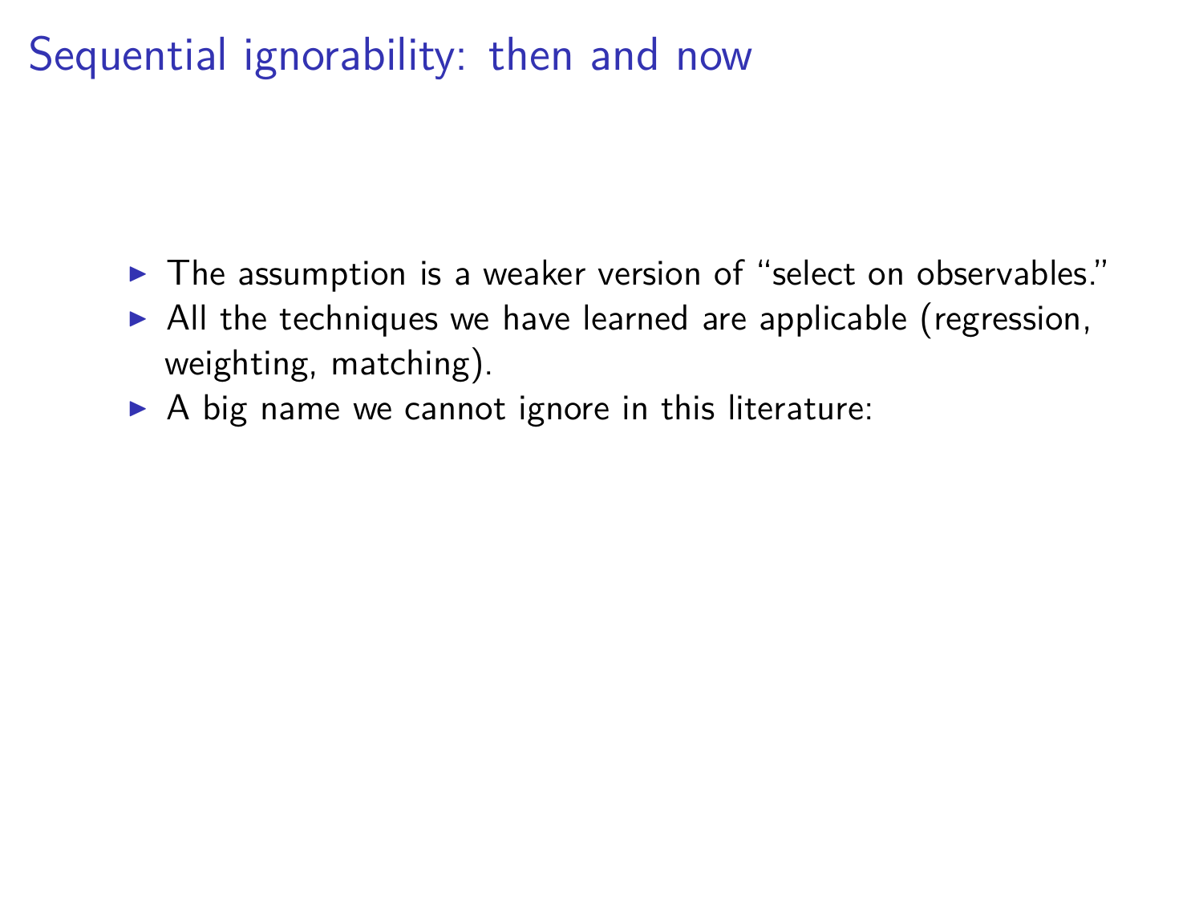# Sequential ignorability: then and now

- The assumption is a weaker version of "select on observables."
- All the techniques we have learned are applicable (regression, weighting, matching).
- A big name we cannot ignore in this literature: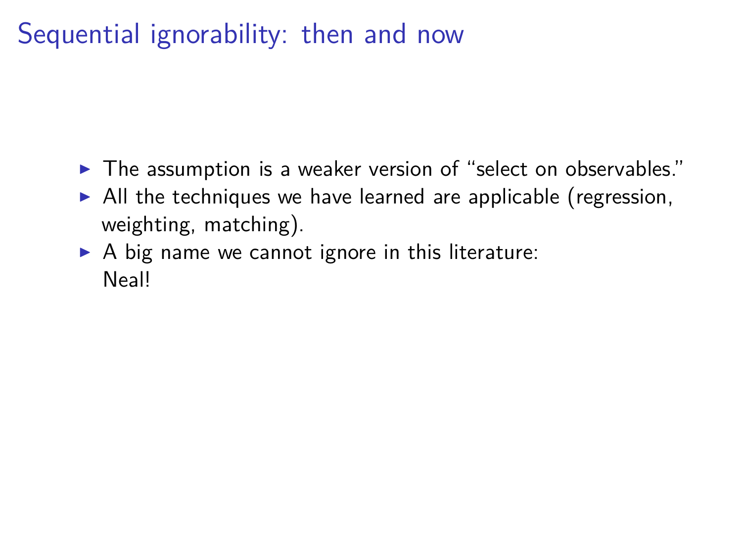# Sequential ignorability: then and now

- The assumption is a weaker version of “select on observables.”
- All the techniques we have learned are applicable (regression, weighting, matching).
- A big name we cannot ignore in this literature:
  Neal!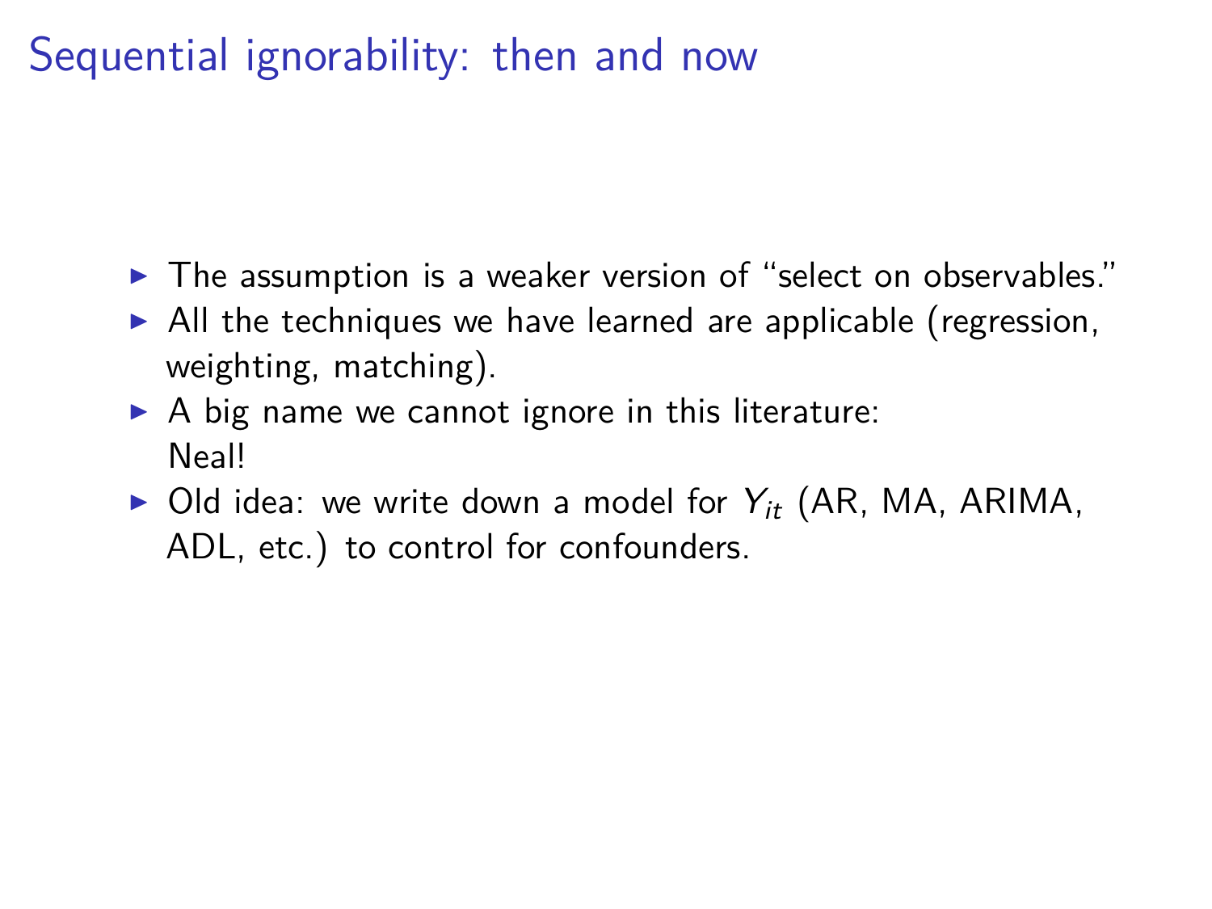# Sequential ignorability: then and now

- The assumption is a weaker version of "select on observables."
- All the techniques we have learned are applicable (regression, weighting, matching).
- A big name we cannot ignore in this literature:
  Neal!
- Old idea: we write down a model for $Y_{it}$ (AR, MA, ARIMA, ADL, etc.) to control for confounders.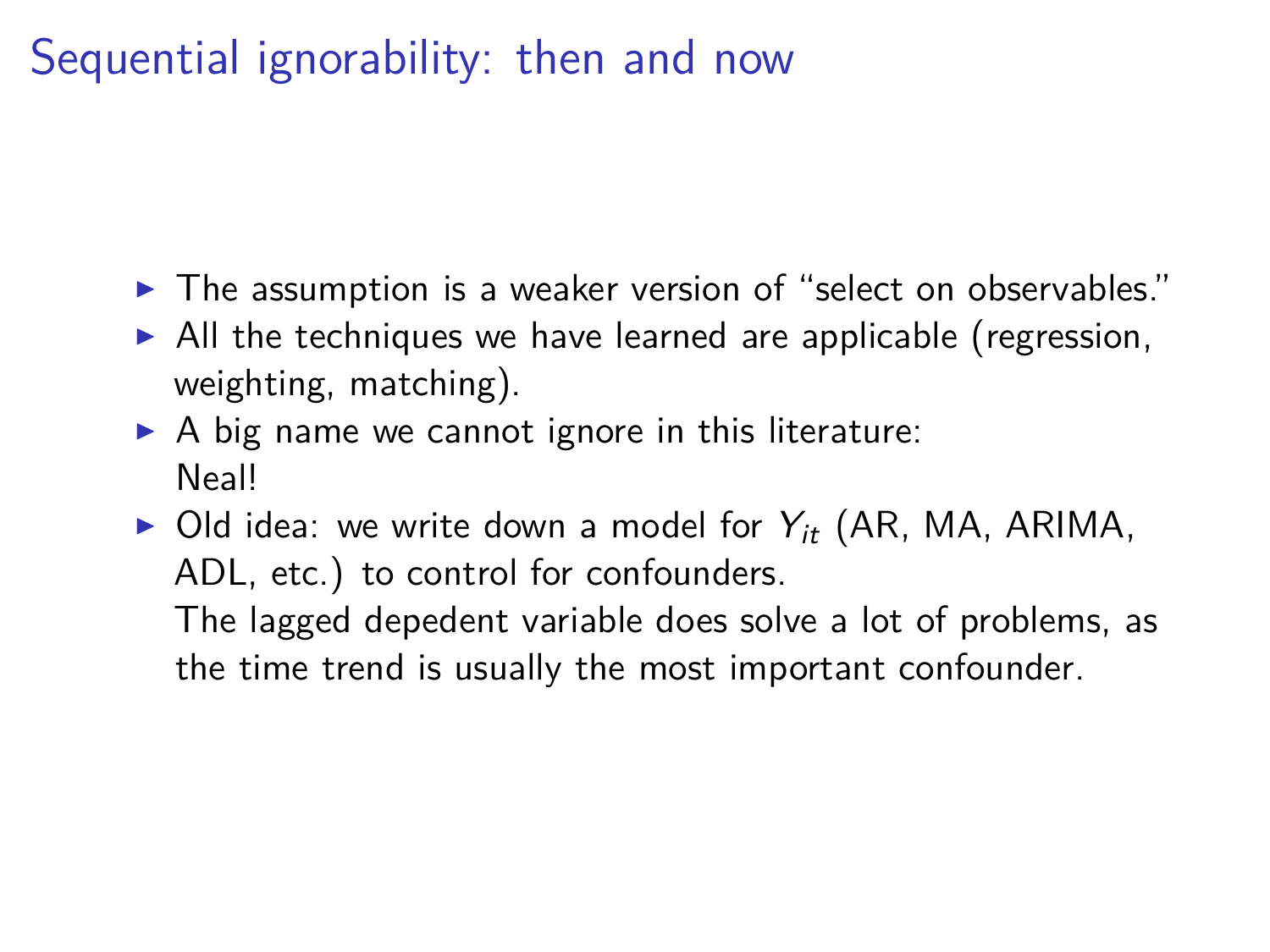# Sequential ignorability: then and now

- The assumption is a weaker version of "select on observables."
- All the techniques we have learned are applicable (regression, weighting, matching).
- A big name we cannot ignore in this literature:
  Neal!
- Old idea: we write down a model for $Y_{it}$ (AR, MA, ARIMA, ADL, etc.) to control for confounders.
  The lagged depedent variable does solve a lot of problems, as the time trend is usually the most important confounder.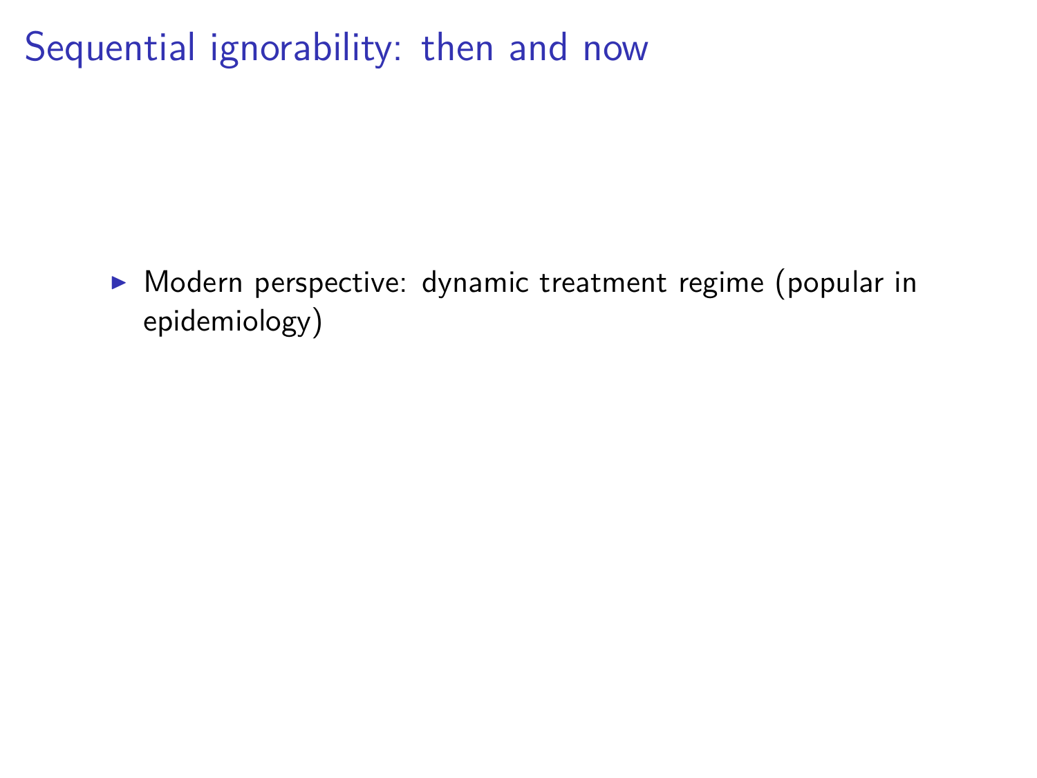# Sequential ignorability: then and now

- Modern perspective: dynamic treatment regime (popular in epidemiology)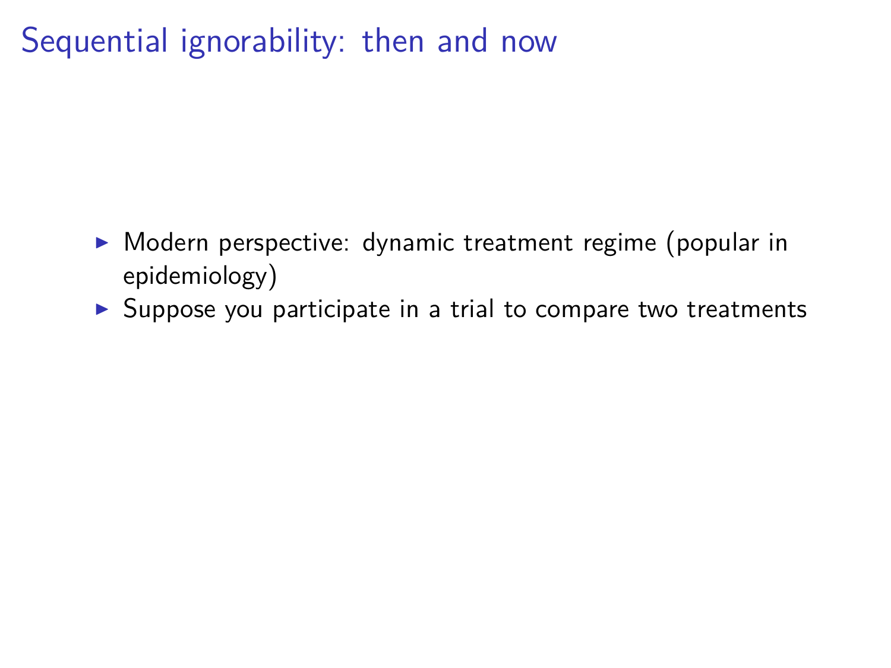# Sequential ignorability: then and now

- Modern perspective: dynamic treatment regime (popular in epidemiology)
- Suppose you participate in a trial to compare two treatments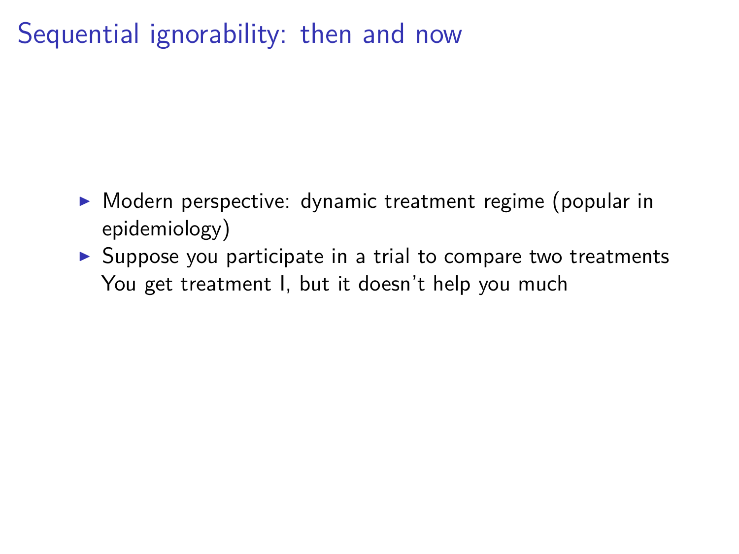# Sequential ignorability: then and now

- Modern perspective: dynamic treatment regime (popular in epidemiology)
- Suppose you participate in a trial to compare two treatments
  You get treatment I, but it doesn't help you much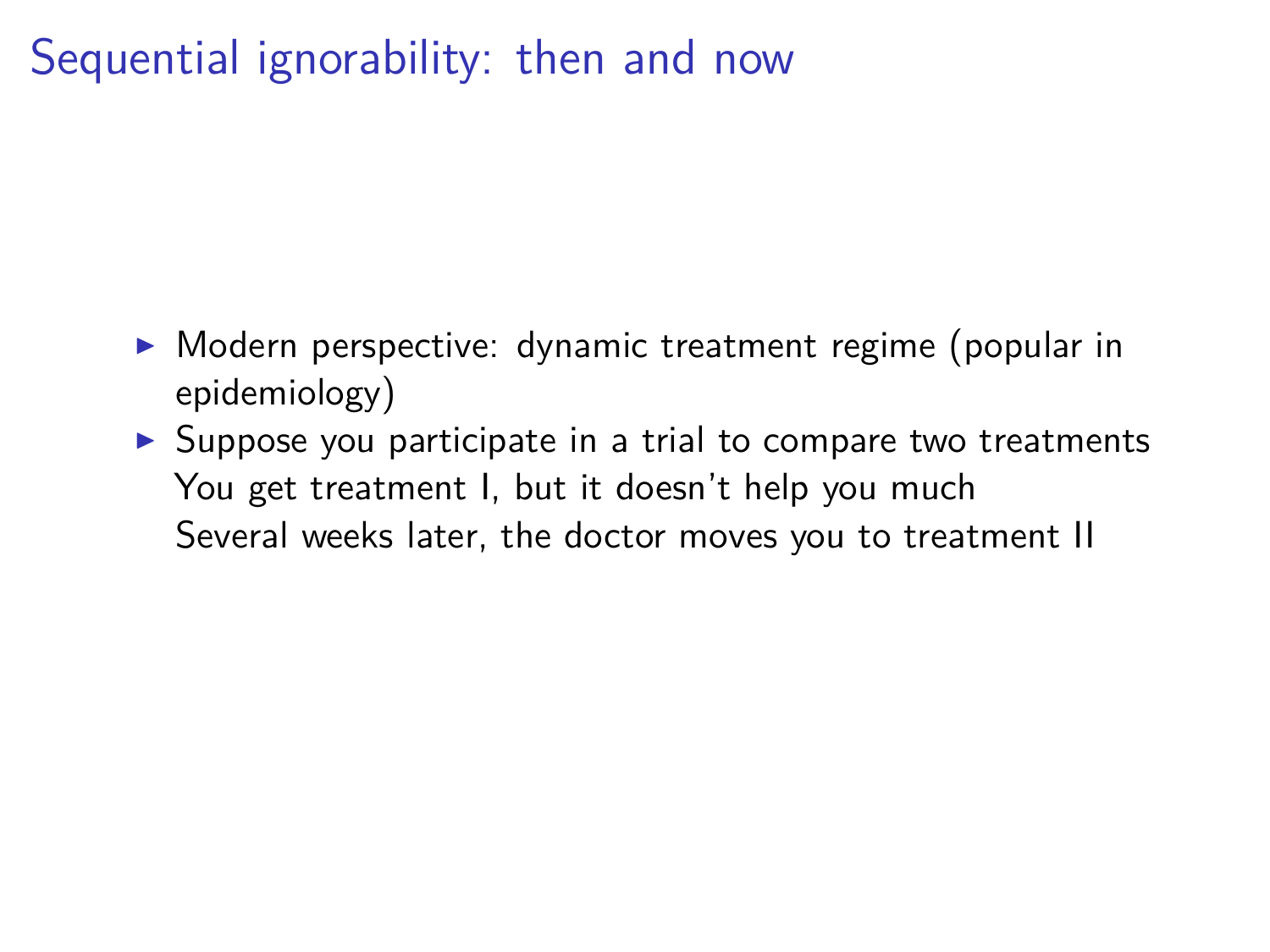# Sequential ignorability: then and now

- Modern perspective: dynamic treatment regime (popular in epidemiology)
- Suppose you participate in a trial to compare two treatments
  You get treatment I, but it doesn't help you much
  Several weeks later, the doctor moves you to treatment II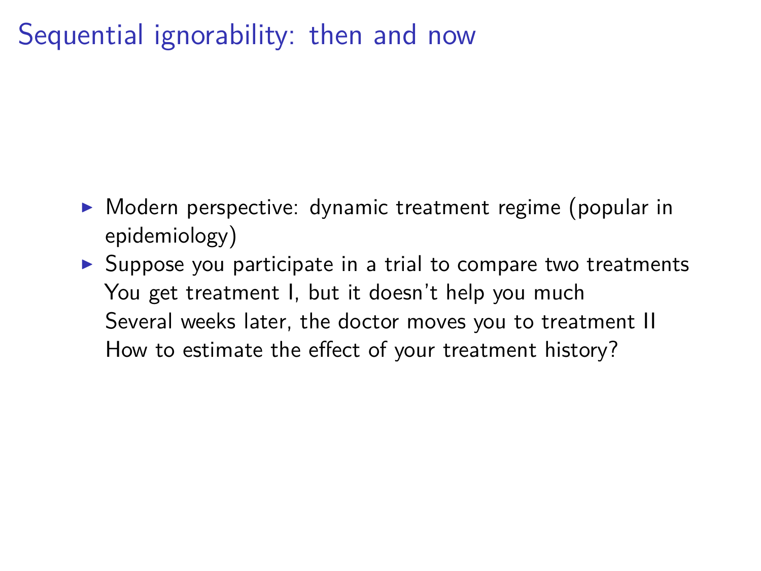# Sequential ignorability: then and now

- Modern perspective: dynamic treatment regime (popular in epidemiology)
- Suppose you participate in a trial to compare two treatments
  You get treatment I, but it doesn't help you much
  Several weeks later, the doctor moves you to treatment II
  How to estimate the effect of your treatment history?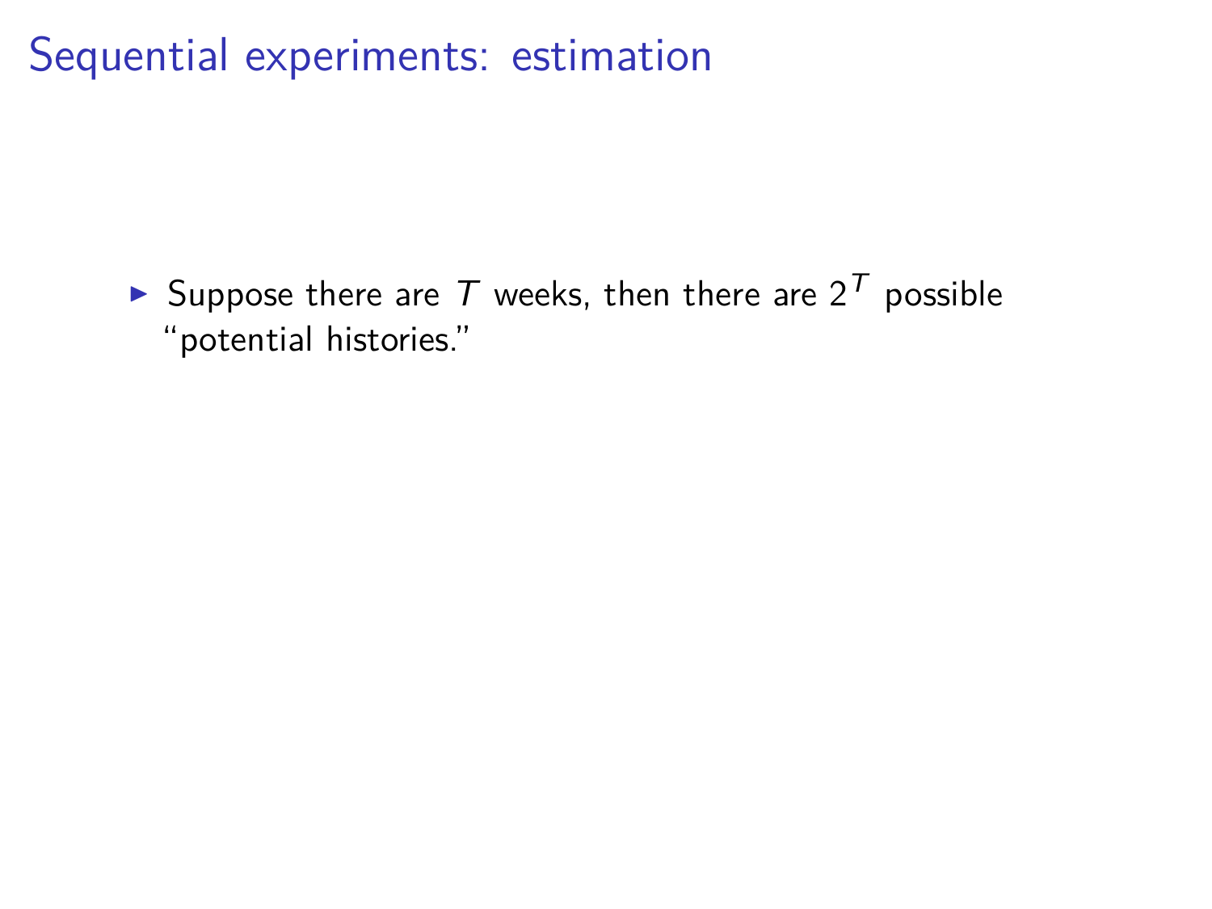# Sequential experiments: estimation

- Suppose there are $T$ weeks, then there are $2^T$ possible "potential histories."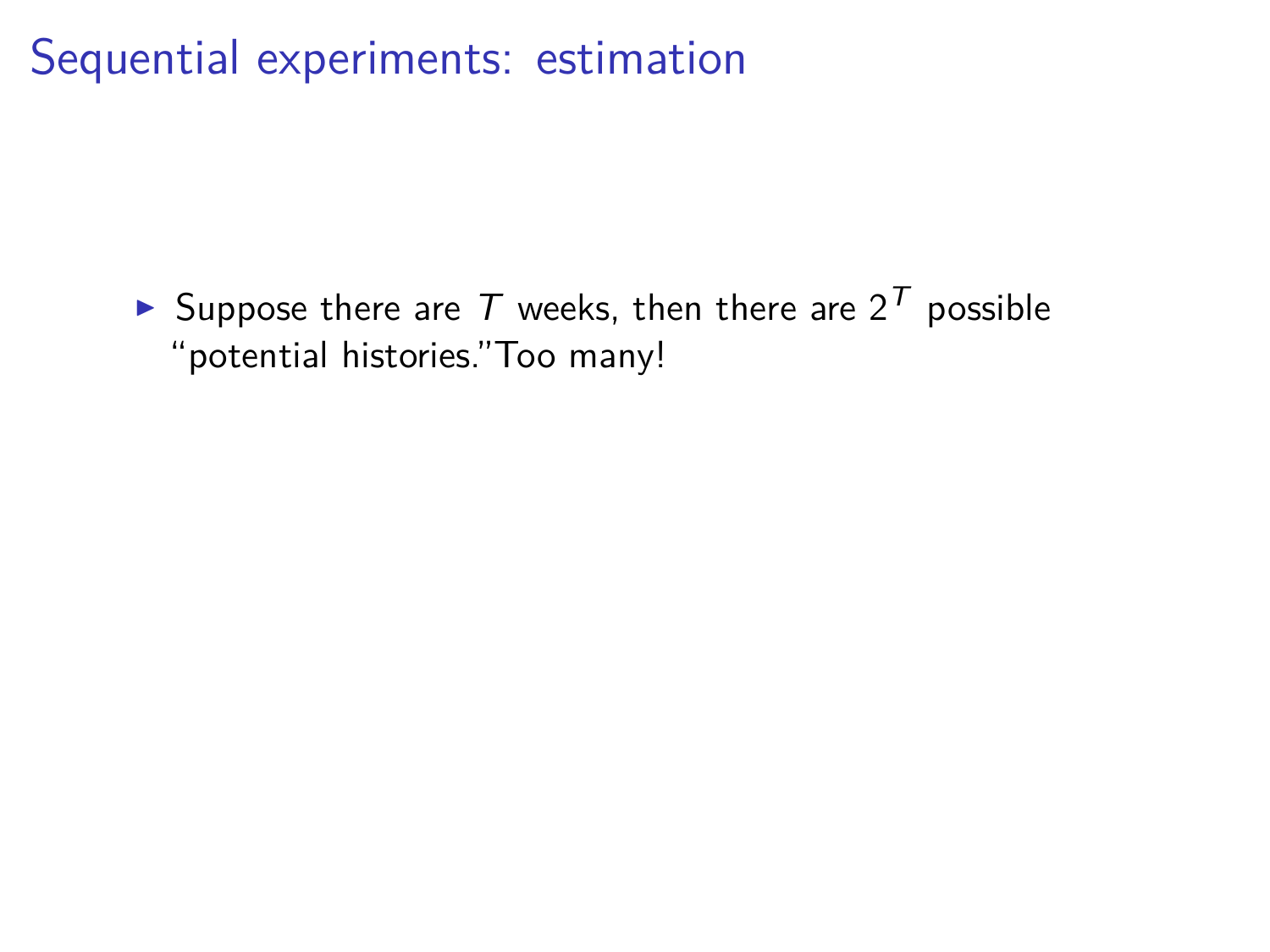# Sequential experiments: estimation

- Suppose there are $T$ weeks, then there are $2^T$ possible "potential histories."Too many!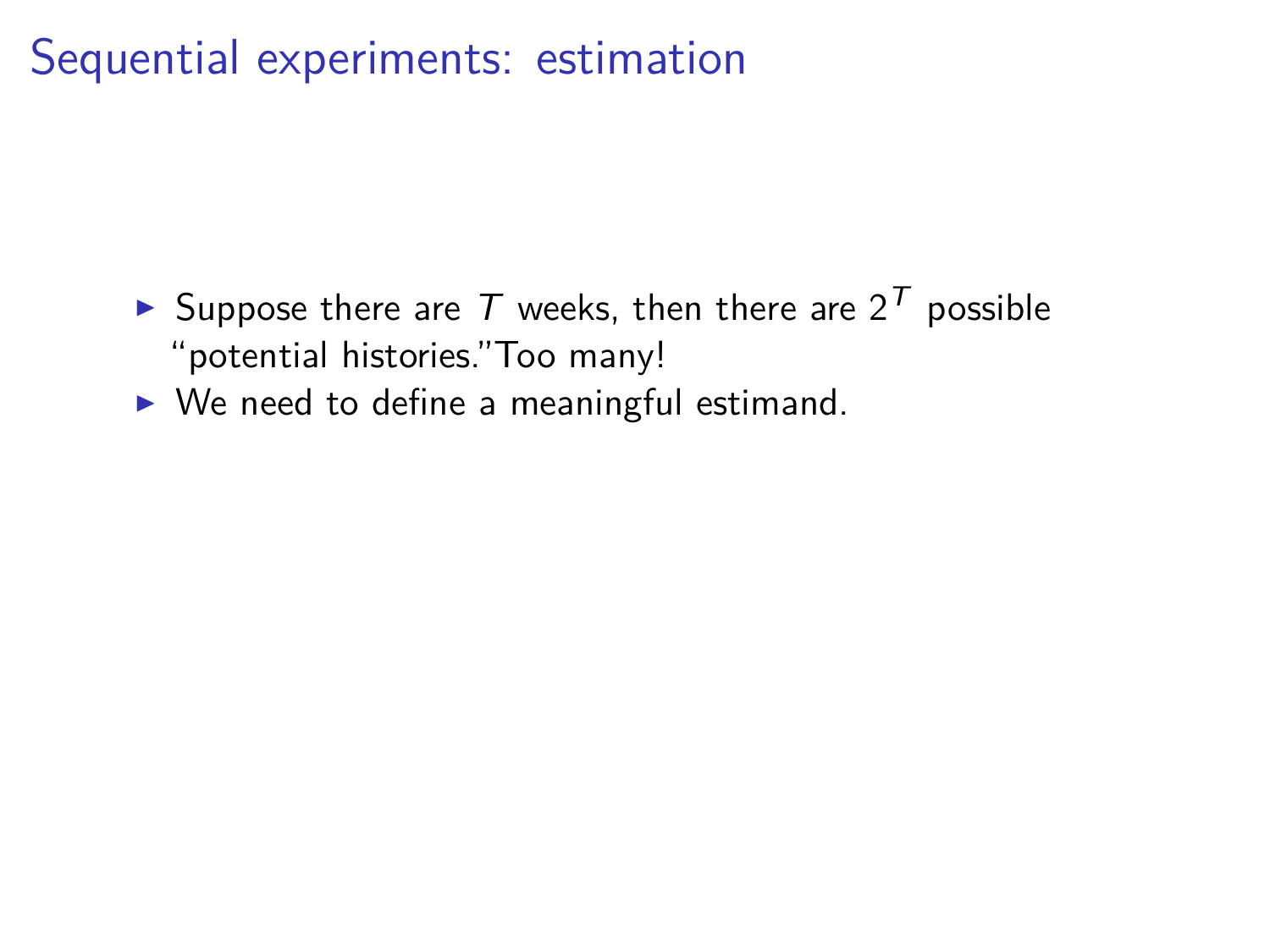# Sequential experiments: estimation

- Suppose there are $T$ weeks, then there are $2^T$ possible "potential histories."Too many!
- We need to define a meaningful estimand.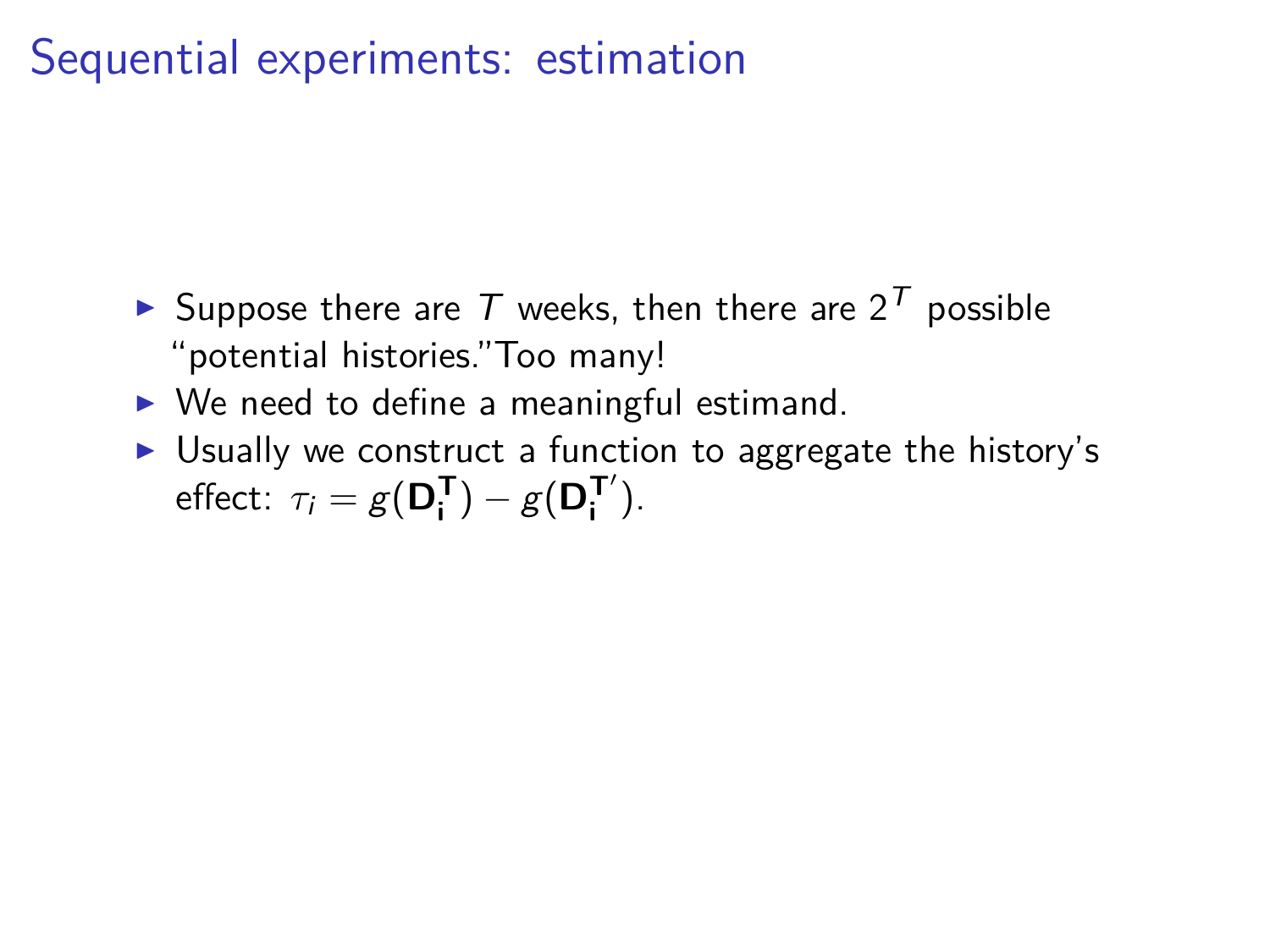# Sequential experiments: estimation

- Suppose there are $T$ weeks, then there are $2^T$ possible "potential histories."Too many!
- We need to define a meaningful estimand.
- Usually we construct a function to aggregate the history's effect: $\tau_i = g(\mathbf{D_i^T}) - g(\mathbf{D_i^{T'}})$.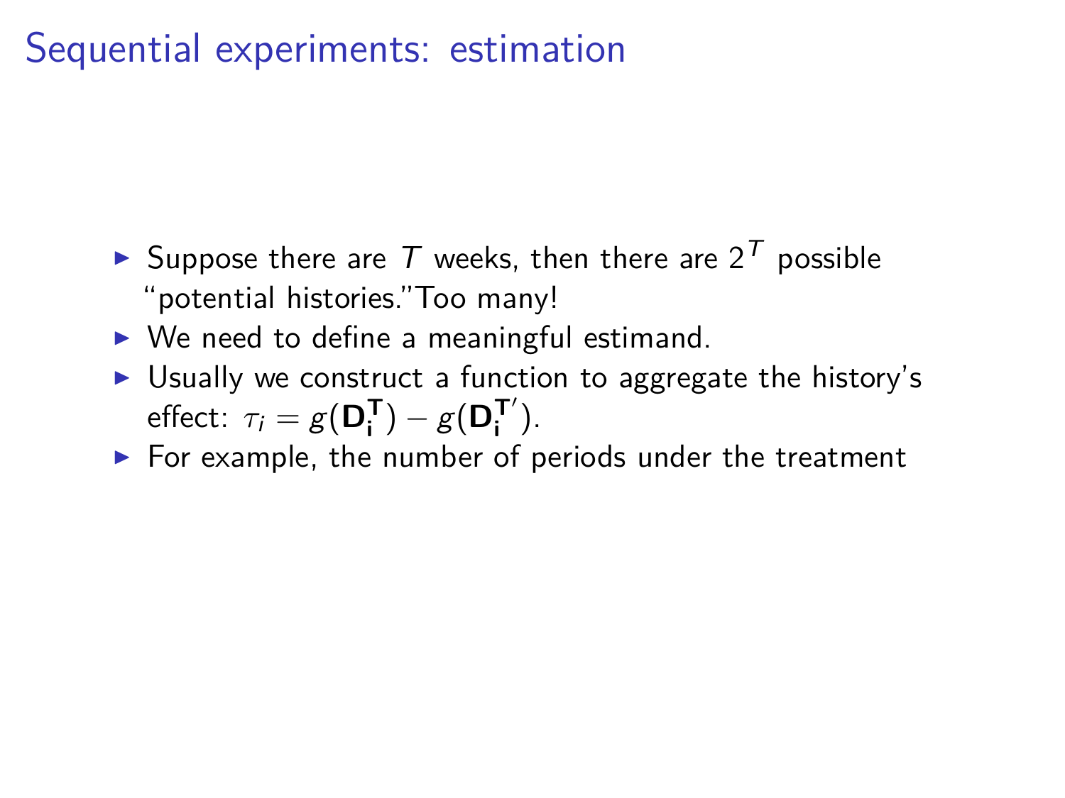# Sequential experiments: estimation

- Suppose there are $T$ weeks, then there are $2^T$ possible "potential histories."Too many!
- We need to define a meaningful estimand.
- Usually we construct a function to aggregate the history's effect: $\tau_i = g(\mathbf{D_i^T}) - g(\mathbf{D_i^{T'}})$.
- For example, the number of periods under the treatment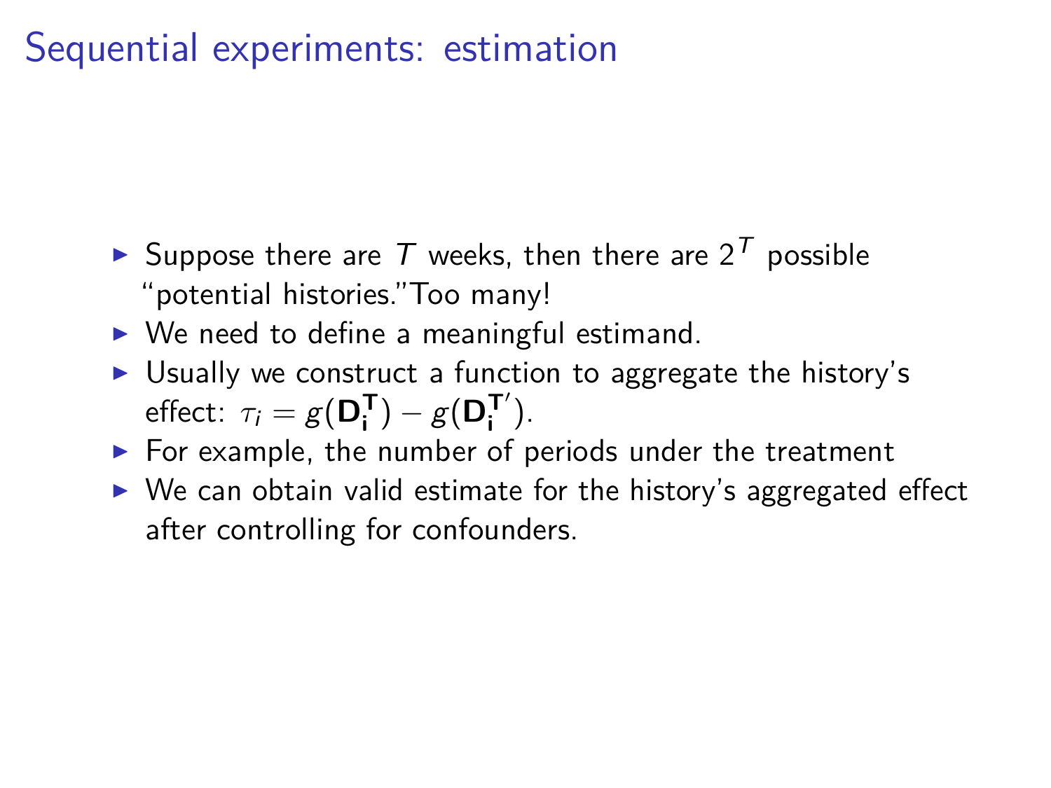# Sequential experiments: estimation

- Suppose there are $T$ weeks, then there are $2^T$ possible "potential histories."Too many!
- We need to define a meaningful estimand.
- Usually we construct a function to aggregate the history's effect: $\tau_i = g(\mathbf{D_i^T}) - g(\mathbf{D_i^{T'}})$.
- For example, the number of periods under the treatment
- We can obtain valid estimate for the history's aggregated effect after controlling for confounders.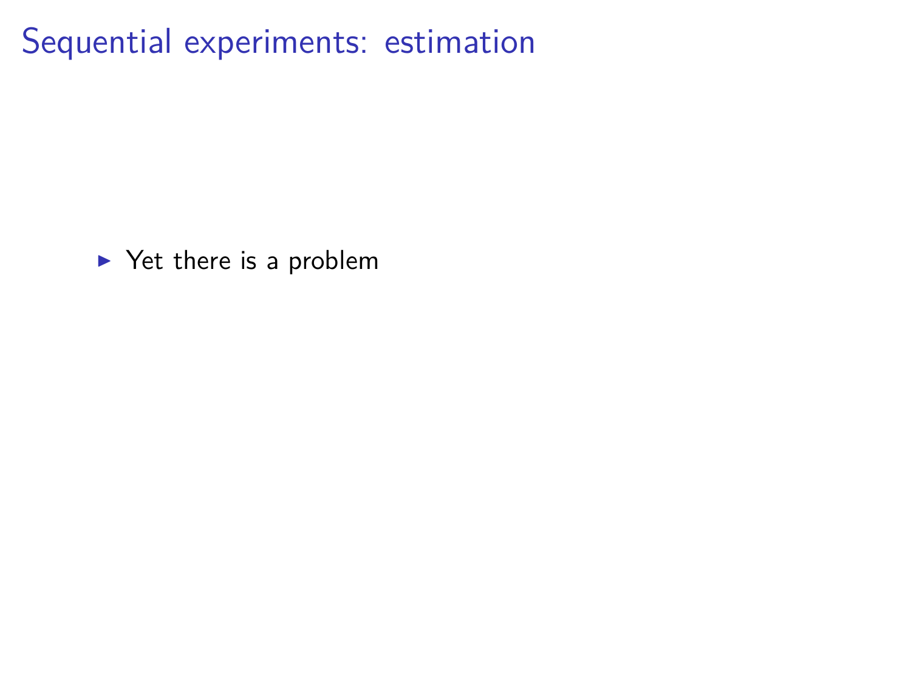# Sequential experiments: estimation

- Yet there is a problem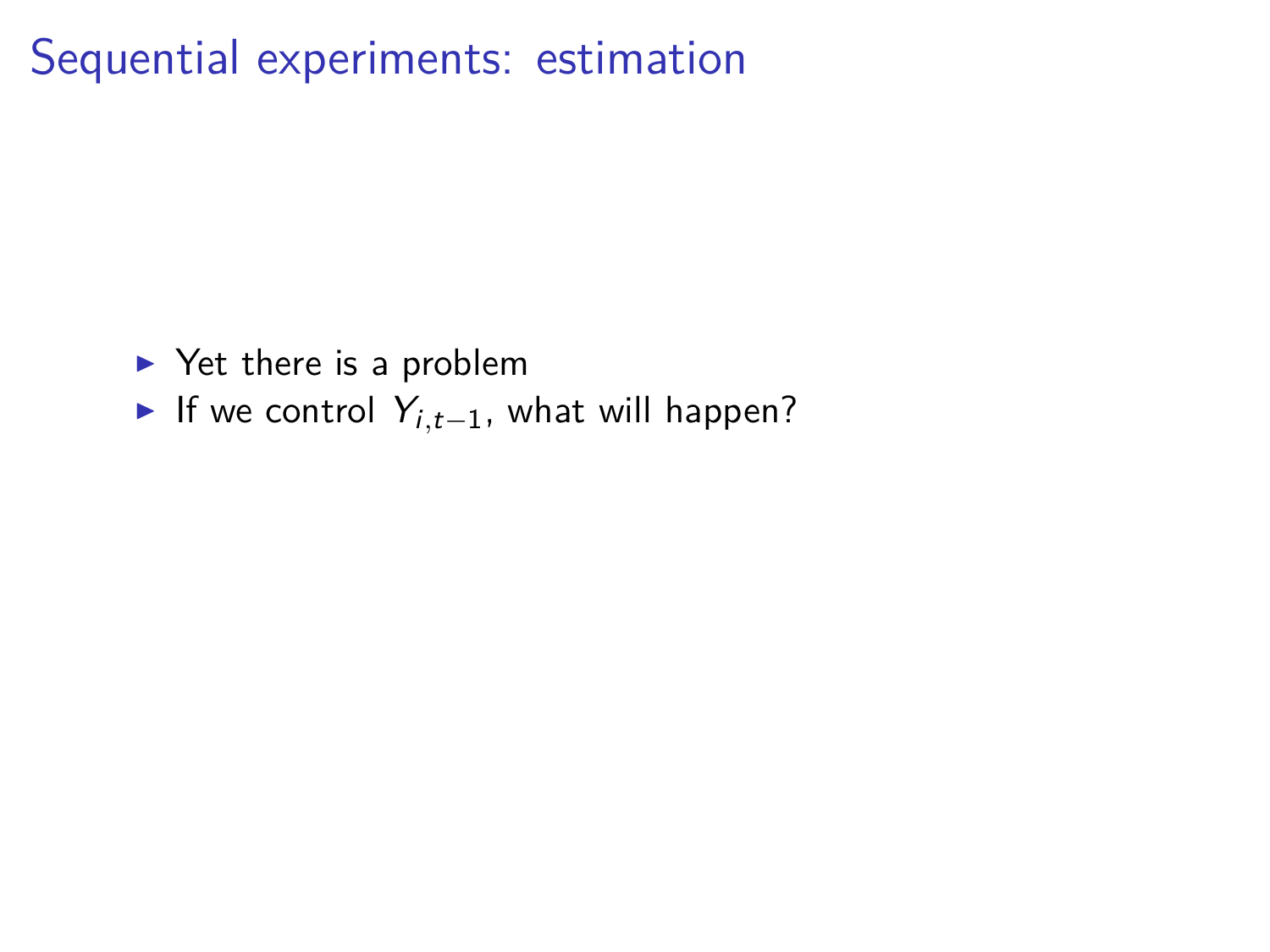# Sequential experiments: estimation

- Yet there is a problem
- If we control $Y_{i,t-1}$, what will happen?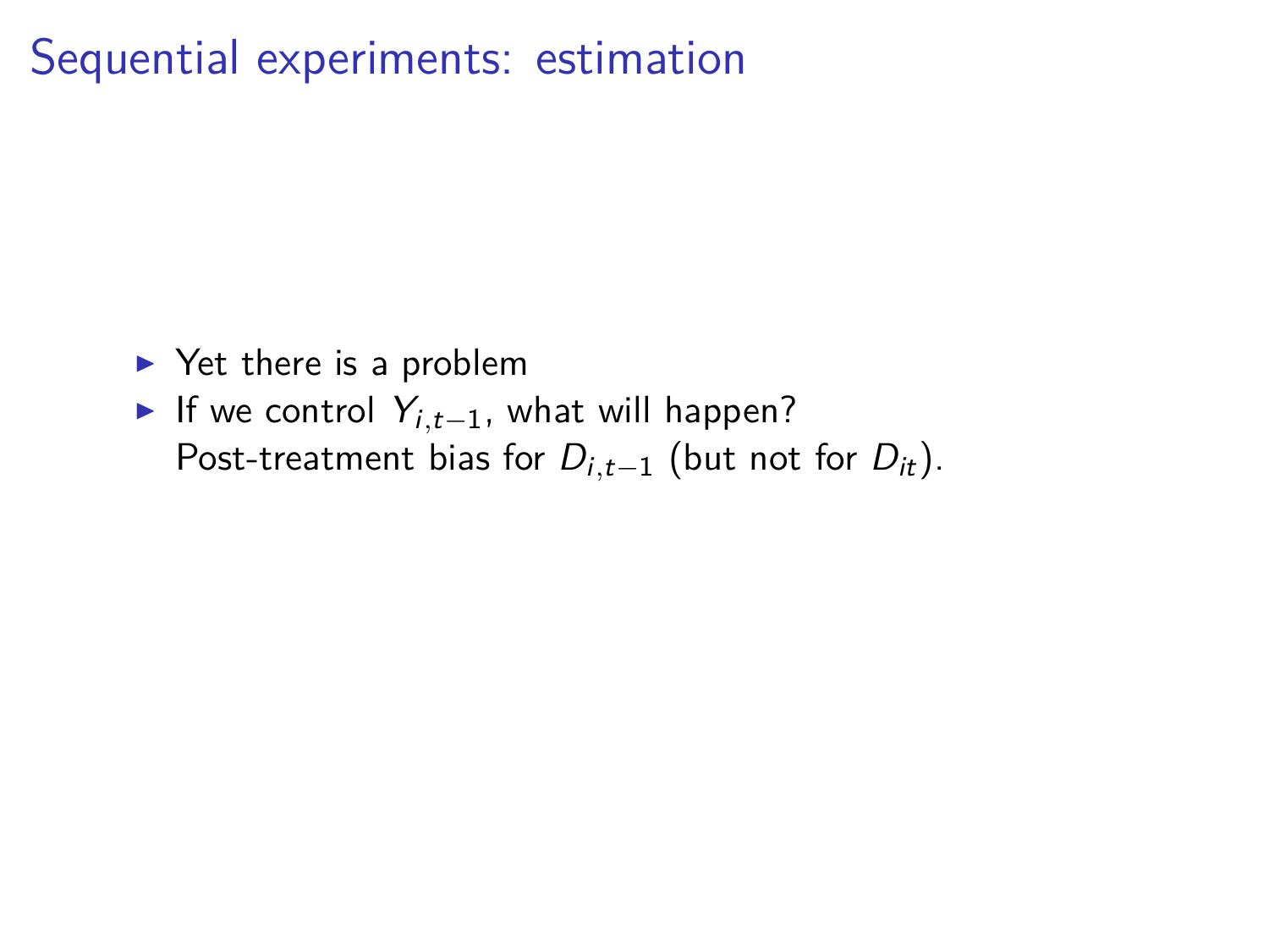# Sequential experiments: estimation

- Yet there is a problem
- If we control $Y_{i,t-1}$, what will happen?
  Post-treatment bias for $D_{i,t-1}$ (but not for $D_{it}$).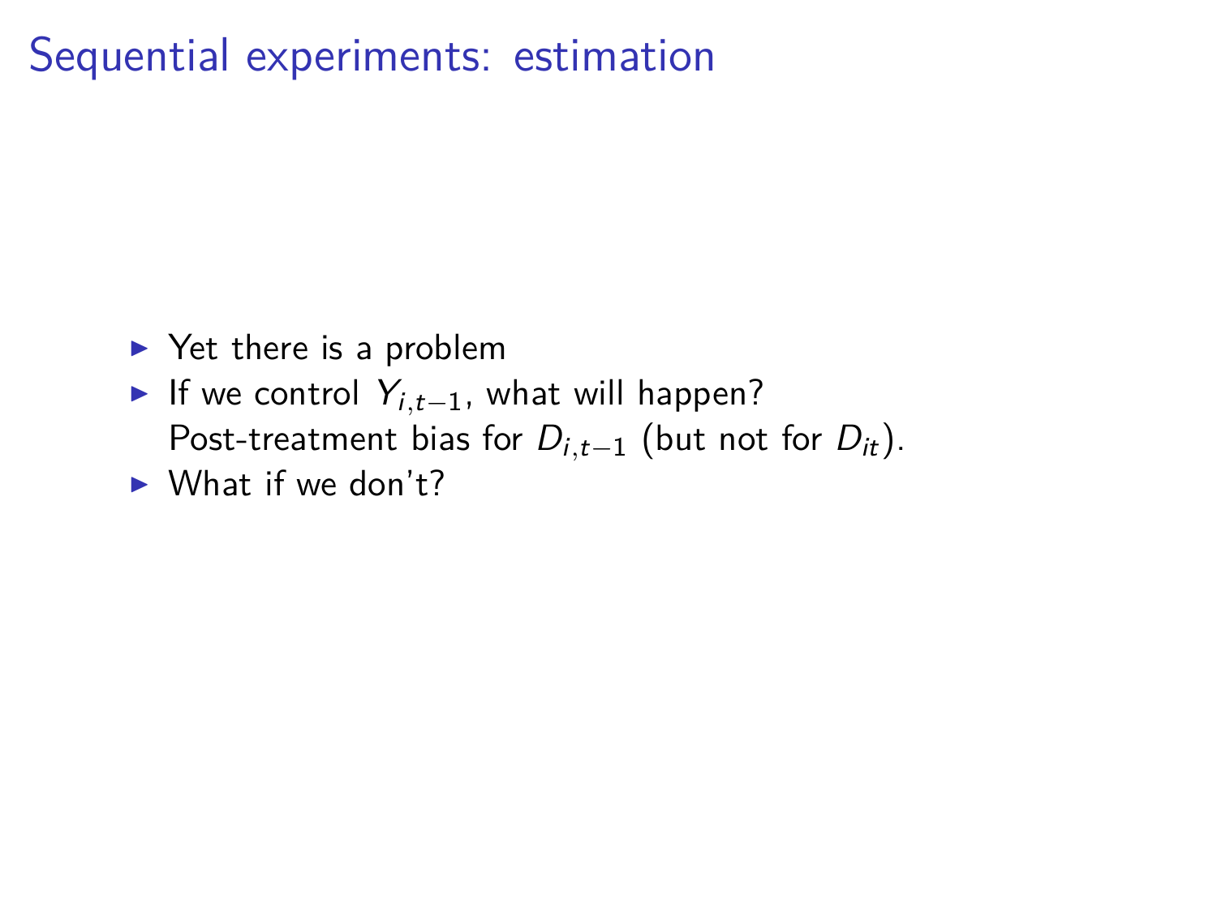# Sequential experiments: estimation

- Yet there is a problem
- If we control $Y_{i,t-1}$, what will happen?
  Post-treatment bias for $D_{i,t-1}$ (but not for $D_{it}$).
- What if we don't?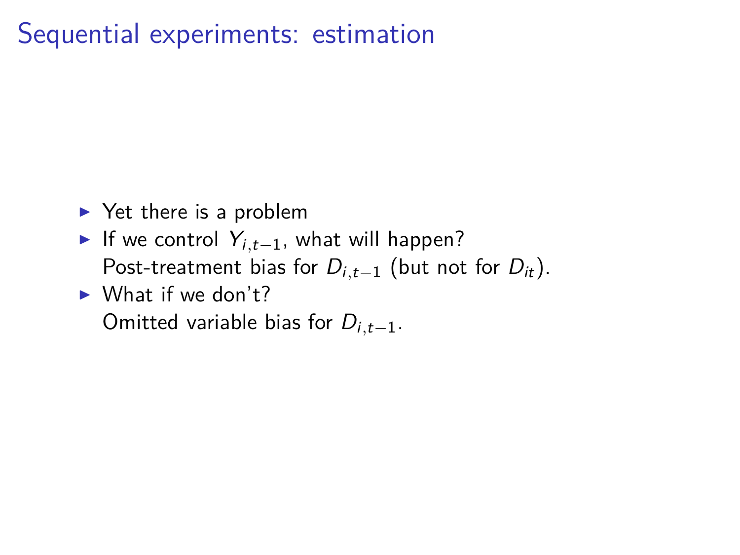# Sequential experiments: estimation

- Yet there is a problem
- If we control $Y_{i,t-1}$, what will happen?
  Post-treatment bias for $D_{i,t-1}$ (but not for $D_{it}$).
- What if we don't?
  Omitted variable bias for $D_{i,t-1}$.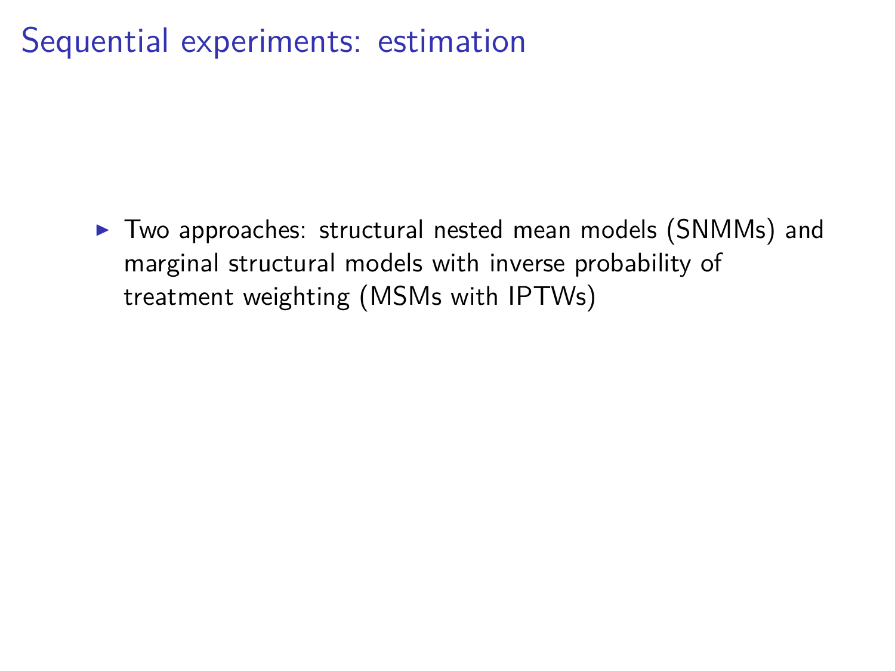# Sequential experiments: estimation

- Two approaches: structural nested mean models (SNMMs) and marginal structural models with inverse probability of treatment weighting (MSMs with IPTWs)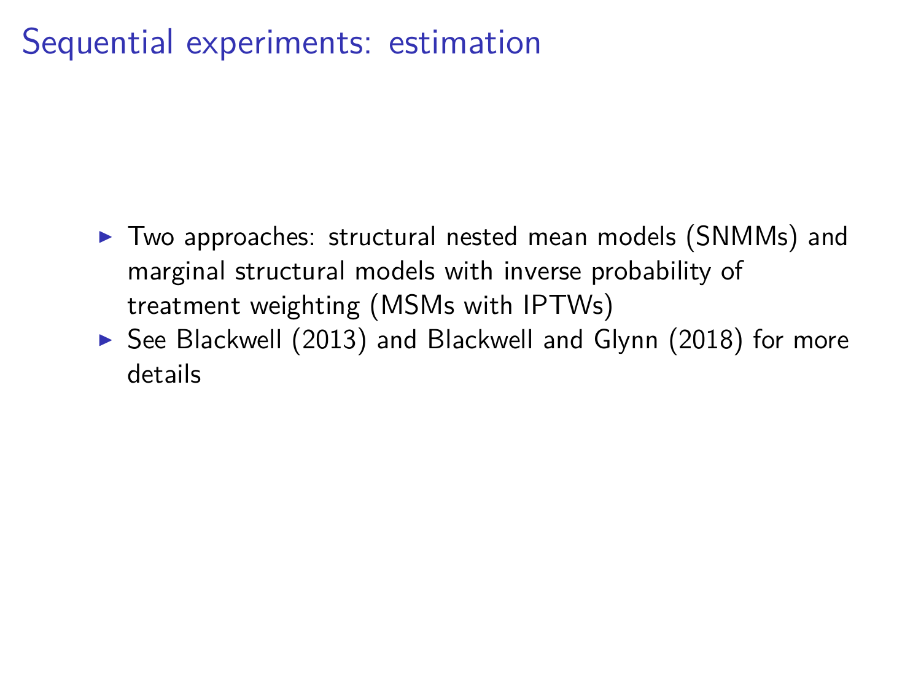# Sequential experiments: estimation

- Two approaches: structural nested mean models (SNMMs) and marginal structural models with inverse probability of treatment weighting (MSMs with IPTWs)
- See Blackwell (2013) and Blackwell and Glynn (2018) for more details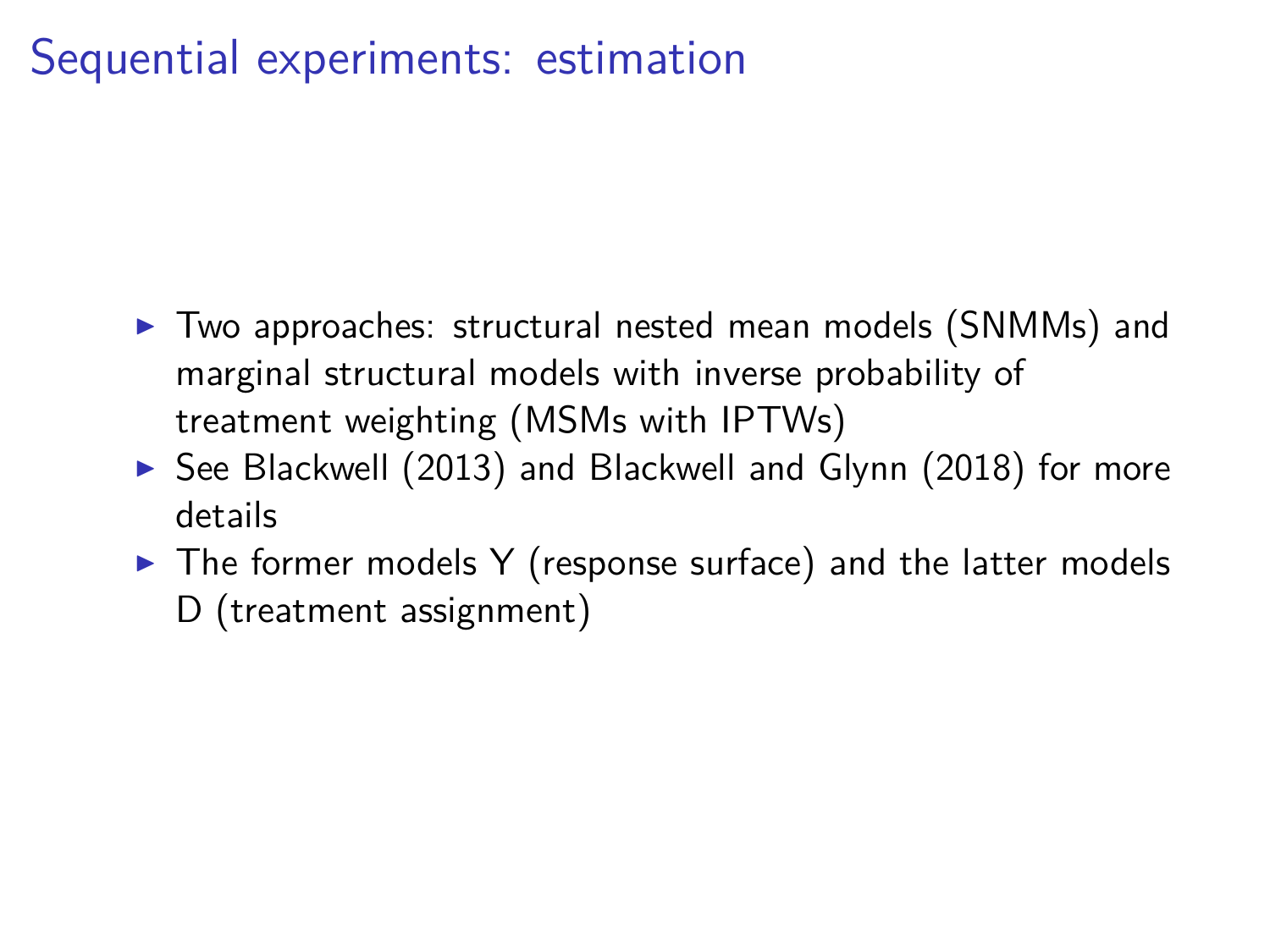# Sequential experiments: estimation

- Two approaches: structural nested mean models (SNMMs) and marginal structural models with inverse probability of treatment weighting (MSMs with IPTWs)
- See Blackwell (2013) and Blackwell and Glynn (2018) for more details
- The former models Y (response surface) and the latter models D (treatment assignment)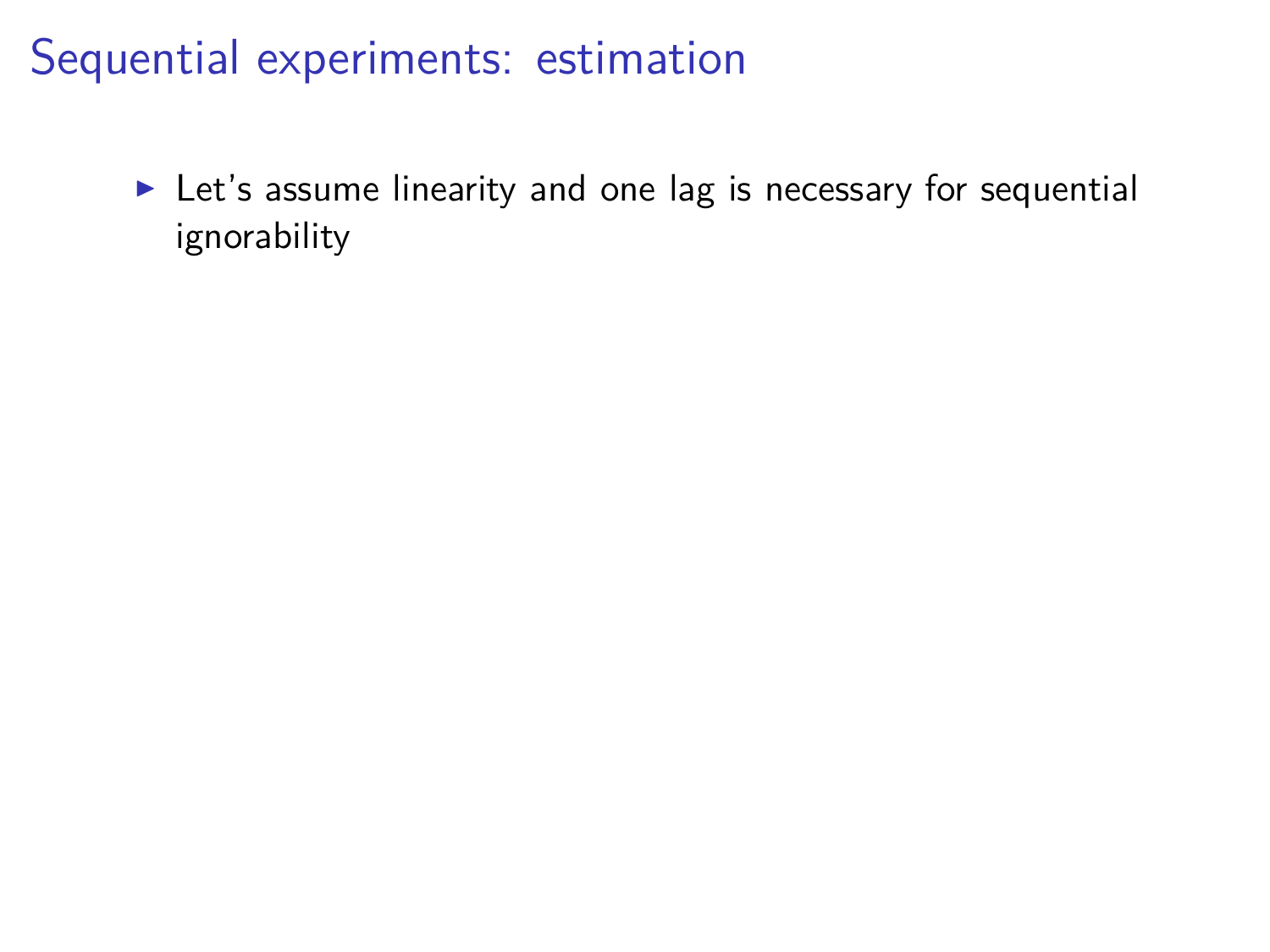# Sequential experiments: estimation

- Let's assume linearity and one lag is necessary for sequential ignorability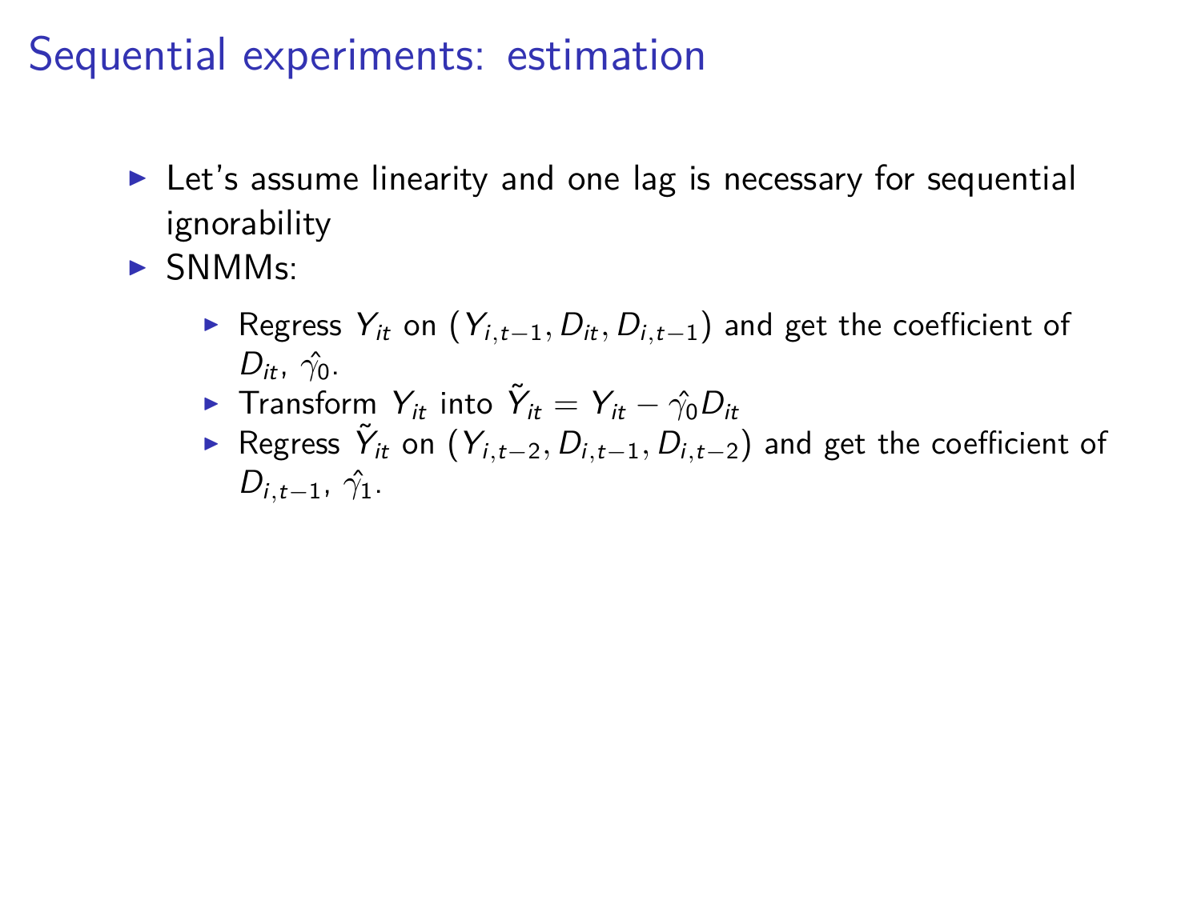# Sequential experiments: estimation

- Let's assume linearity and one lag is necessary for sequential ignorability
- SNMMs:
  - Regress $Y_{it}$ on $(Y_{i,t-1}, D_{it}, D_{i,t-1})$ and get the coefficient of $D_{it}$, $\hat{\gamma}_0$.
  - Transform $Y_{it}$ into $\tilde{Y}_{it} = Y_{it} - \hat{\gamma}_0 D_{it}$
  - Regress $\tilde{Y}_{it}$ on $(Y_{i,t-2}, D_{i,t-1}, D_{i,t-2})$ and get the coefficient of $D_{i,t-1}$, $\hat{\gamma}_1$.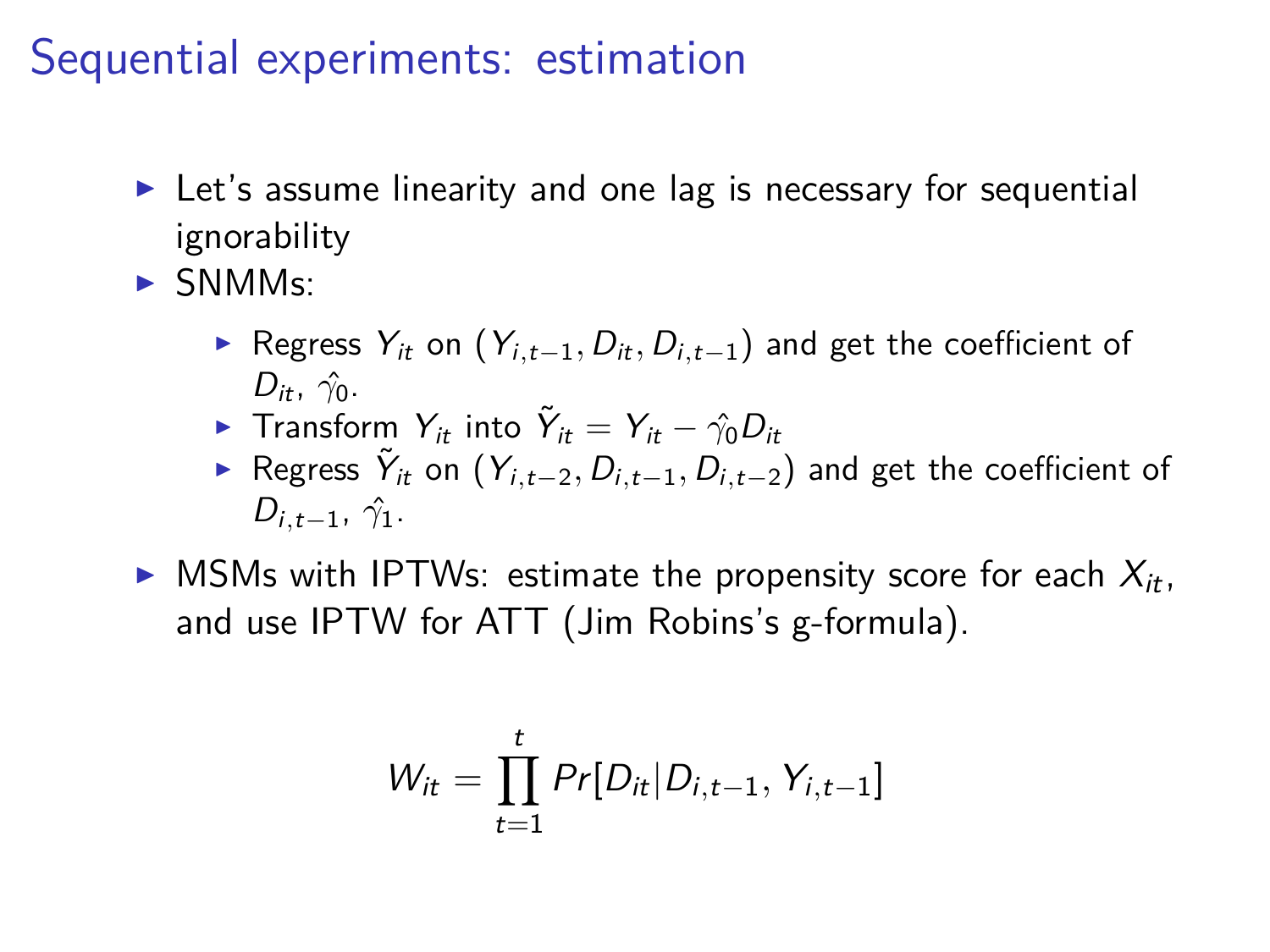# Sequential experiments: estimation

- Let's assume linearity and one lag is necessary for sequential ignorability
- SNMMs:
  - Regress $Y_{it}$ on $(Y_{i,t-1}, D_{it}, D_{i,t-1})$ and get the coefficient of $D_{it}$, $\hat{\gamma}_0$.
  - Transform $Y_{it}$ into $\tilde{Y}_{it} = Y_{it} - \hat{\gamma}_0 D_{it}$
  - Regress $\tilde{Y}_{it}$ on $(Y_{i,t-2}, D_{i,t-1}, D_{i,t-2})$ and get the coefficient of $D_{i,t-1}$, $\hat{\gamma}_1$.
- MSMs with IPTWs: estimate the propensity score for each $X_{it}$, and use IPTW for ATT (Jim Robins's g-formula).

$$W_{it} = \prod_{t=1}^{t} Pr[D_{it} | D_{i,t-1}, Y_{i,t-1}]$$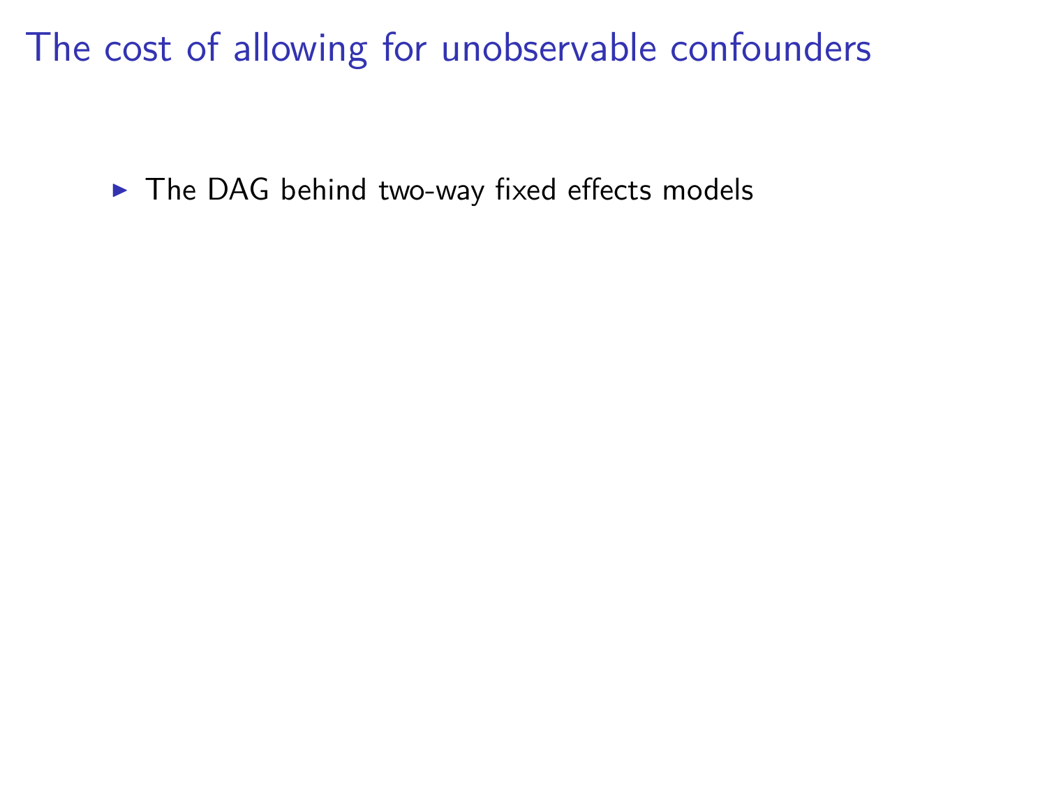# The cost of allowing for unobservable confounders

- The DAG behind two-way fixed effects models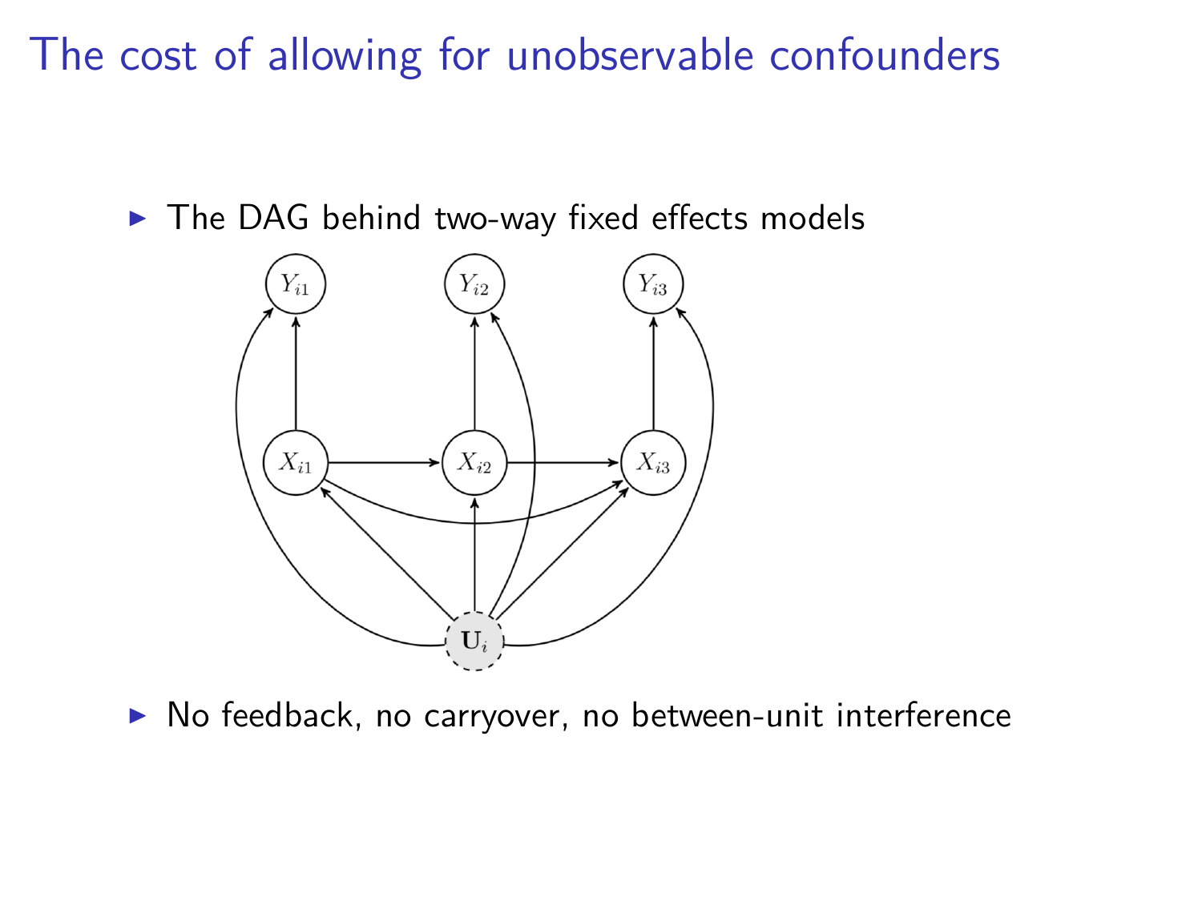# The cost of allowing for unobservable confounders

- The DAG behind two-way fixed effects models

- No feedback, no carryover, no between-unit interference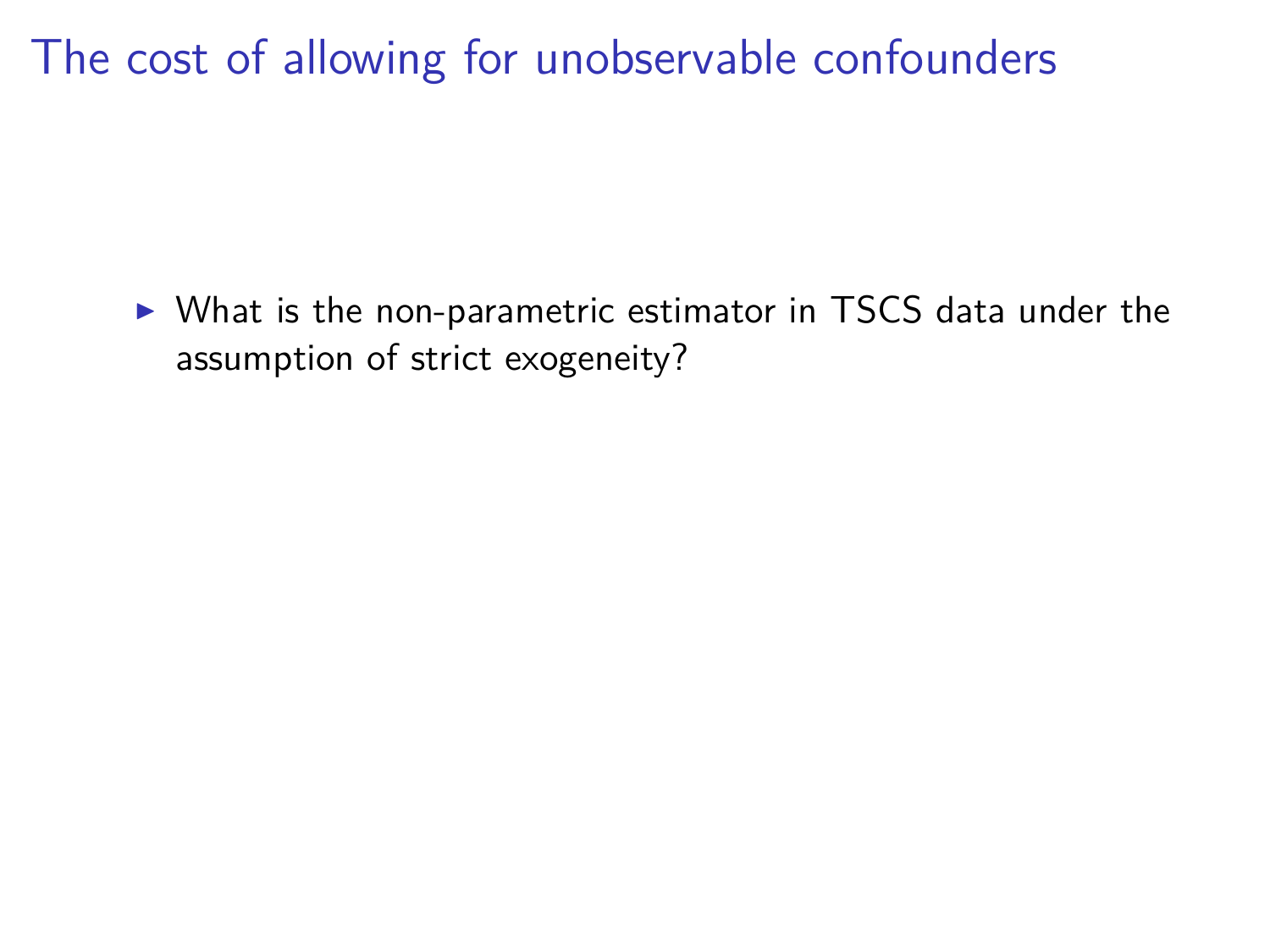# The cost of allowing for unobservable confounders

- What is the non-parametric estimator in TSCS data under the assumption of strict exogeneity?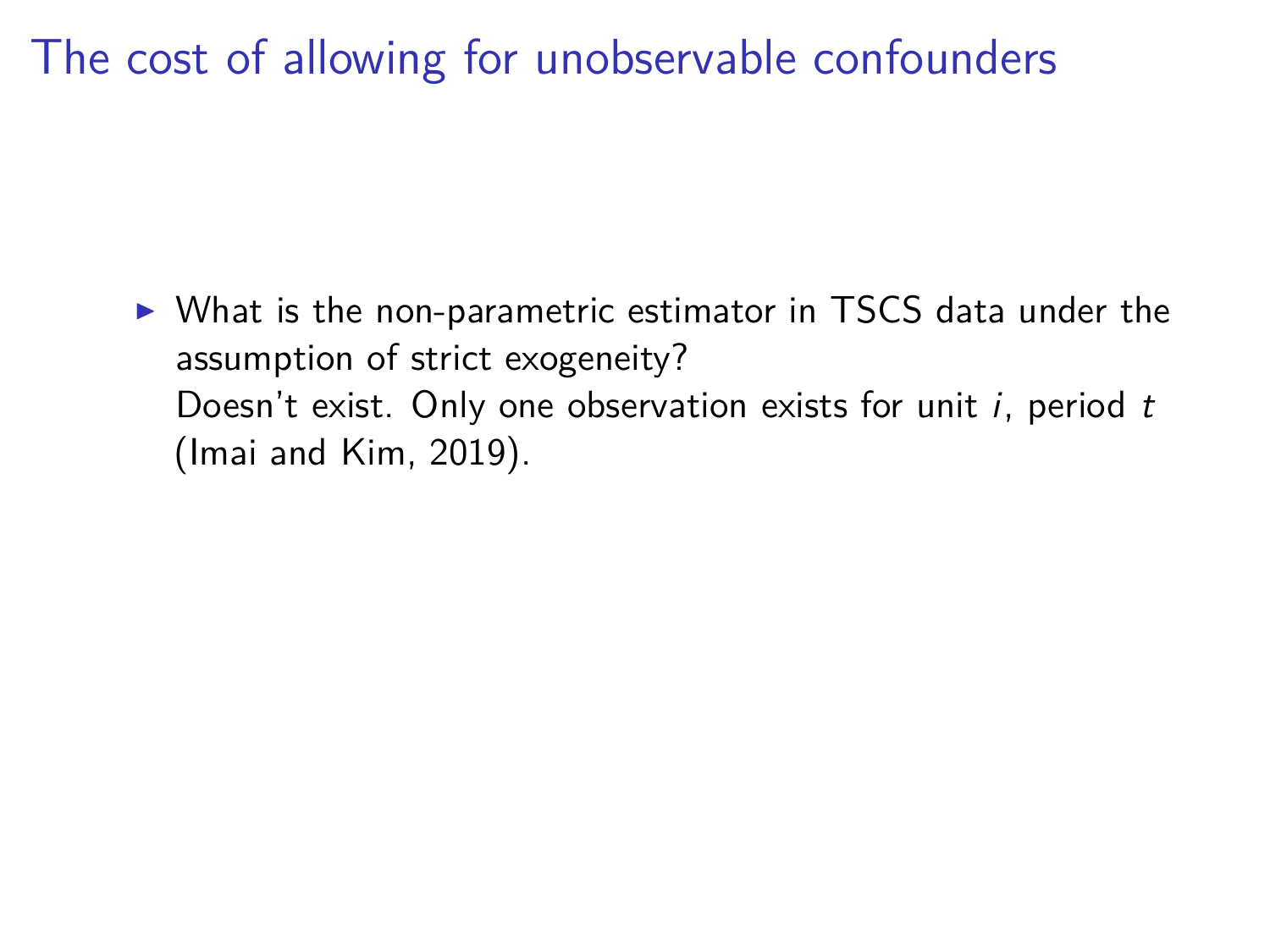# The cost of allowing for unobservable confounders

- What is the non-parametric estimator in TSCS data under the assumption of strict exogeneity?
  Doesn't exist. Only one observation exists for unit $i$, period $t$ (Imai and Kim, 2019).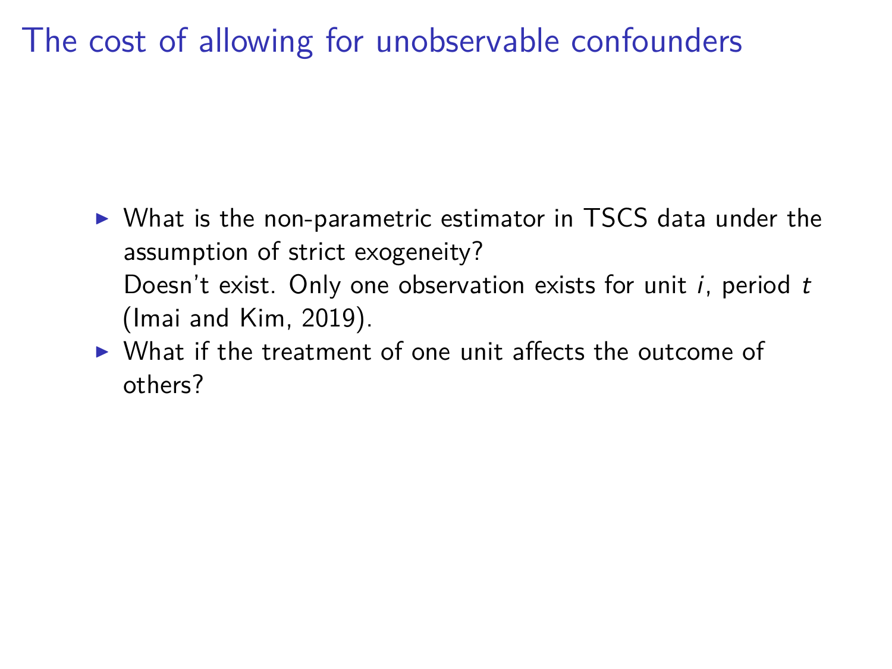# The cost of allowing for unobservable confounders

- What is the non-parametric estimator in TSCS data under the assumption of strict exogeneity?
  Doesn't exist. Only one observation exists for unit $i$, period $t$ (Imai and Kim, 2019).
- What if the treatment of one unit affects the outcome of others?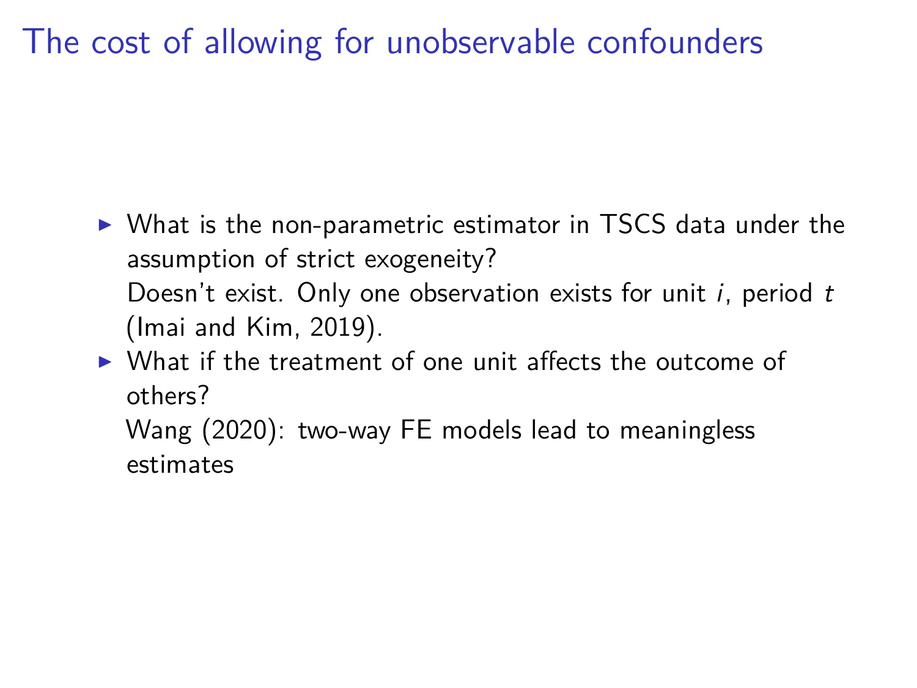# The cost of allowing for unobservable confounders

- What is the non-parametric estimator in TSCS data under the assumption of strict exogeneity?
  Doesn't exist. Only one observation exists for unit $i$, period $t$ (Imai and Kim, 2019).
- What if the treatment of one unit affects the outcome of others?
  Wang (2020): two-way FE models lead to meaningless estimates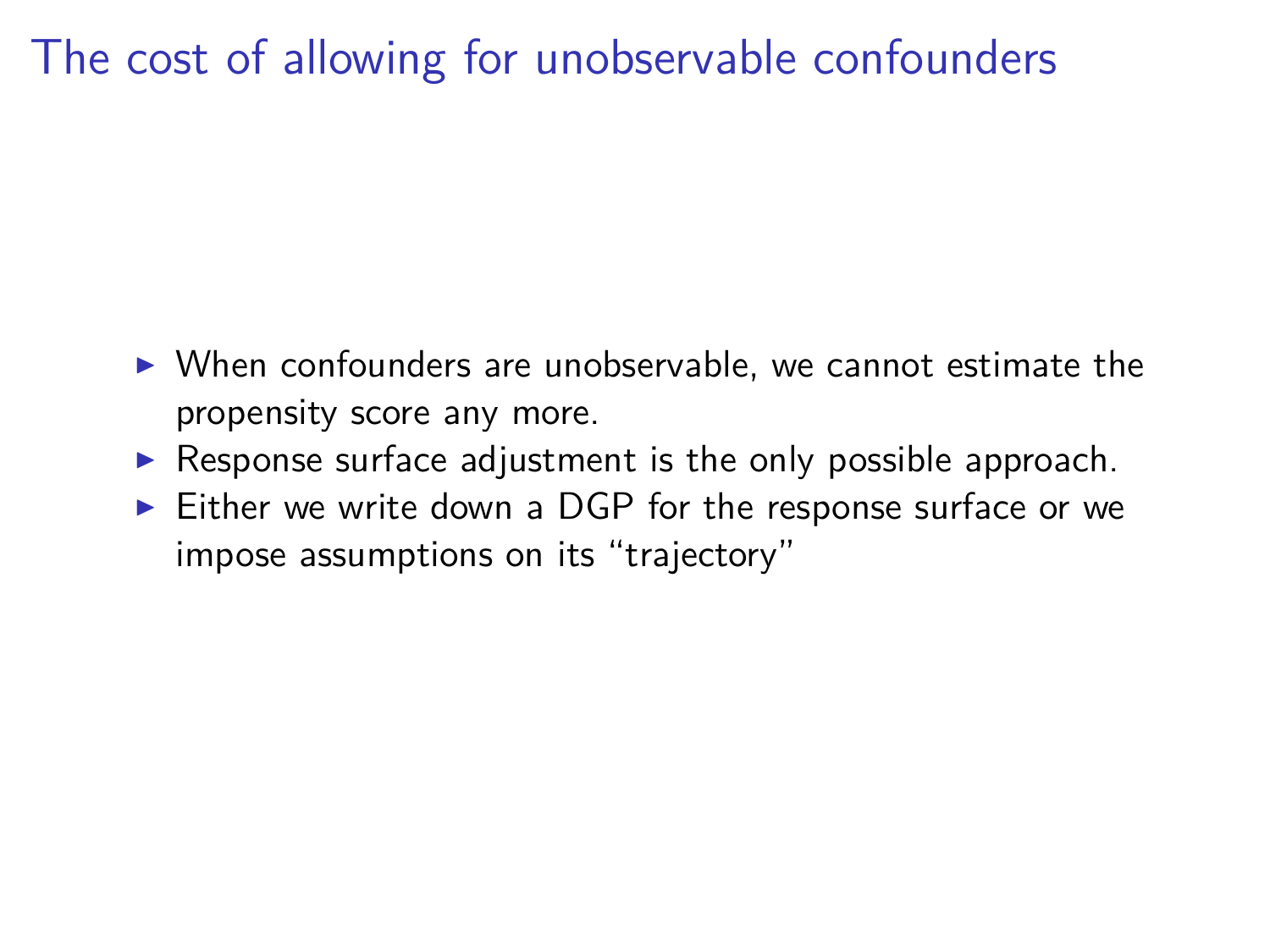# The cost of allowing for unobservable confounders

- When confounders are unobservable, we cannot estimate the propensity score any more.
- Response surface adjustment is the only possible approach.
- Either we write down a DGP for the response surface or we impose assumptions on its "trajectory"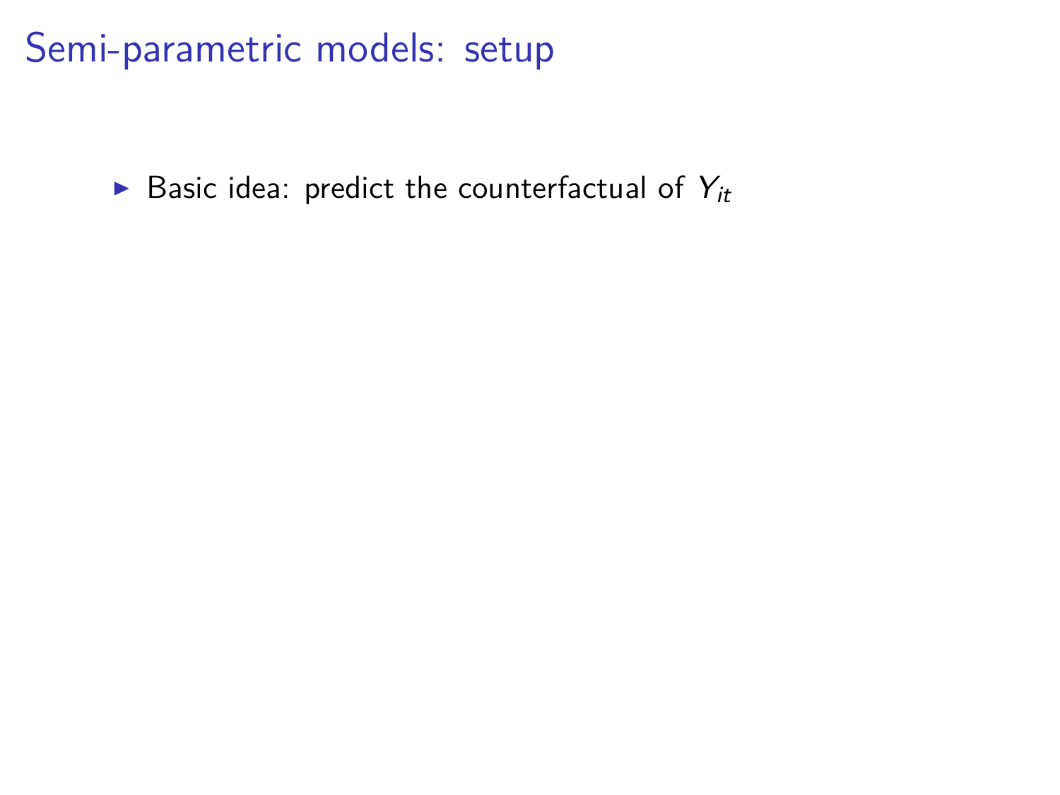# Semi-parametric models: setup

- Basic idea: predict the counterfactual of $Y_{it}$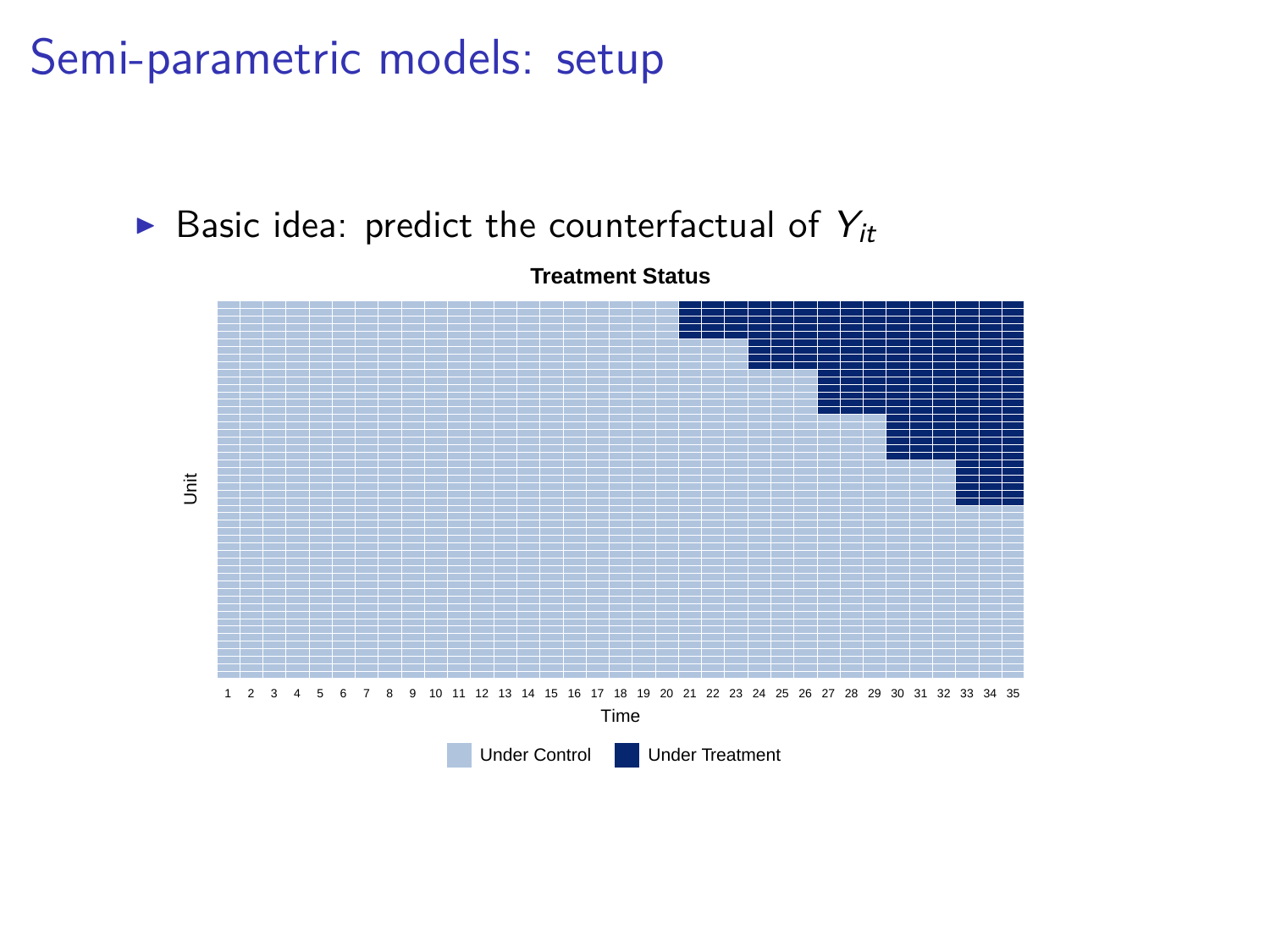# Semi-parametric models: setup

- Basic idea: predict the counterfactual of $Y_{it}$

**Treatment Status**

Unit

1 2 3 4 5 6 7 8 9 10 11 12 13 14 15 16 17 18 19 20 21 22 23 24 25 26 27 28 29 30 31 32 33 34 35

Time

Under Control   Under Treatment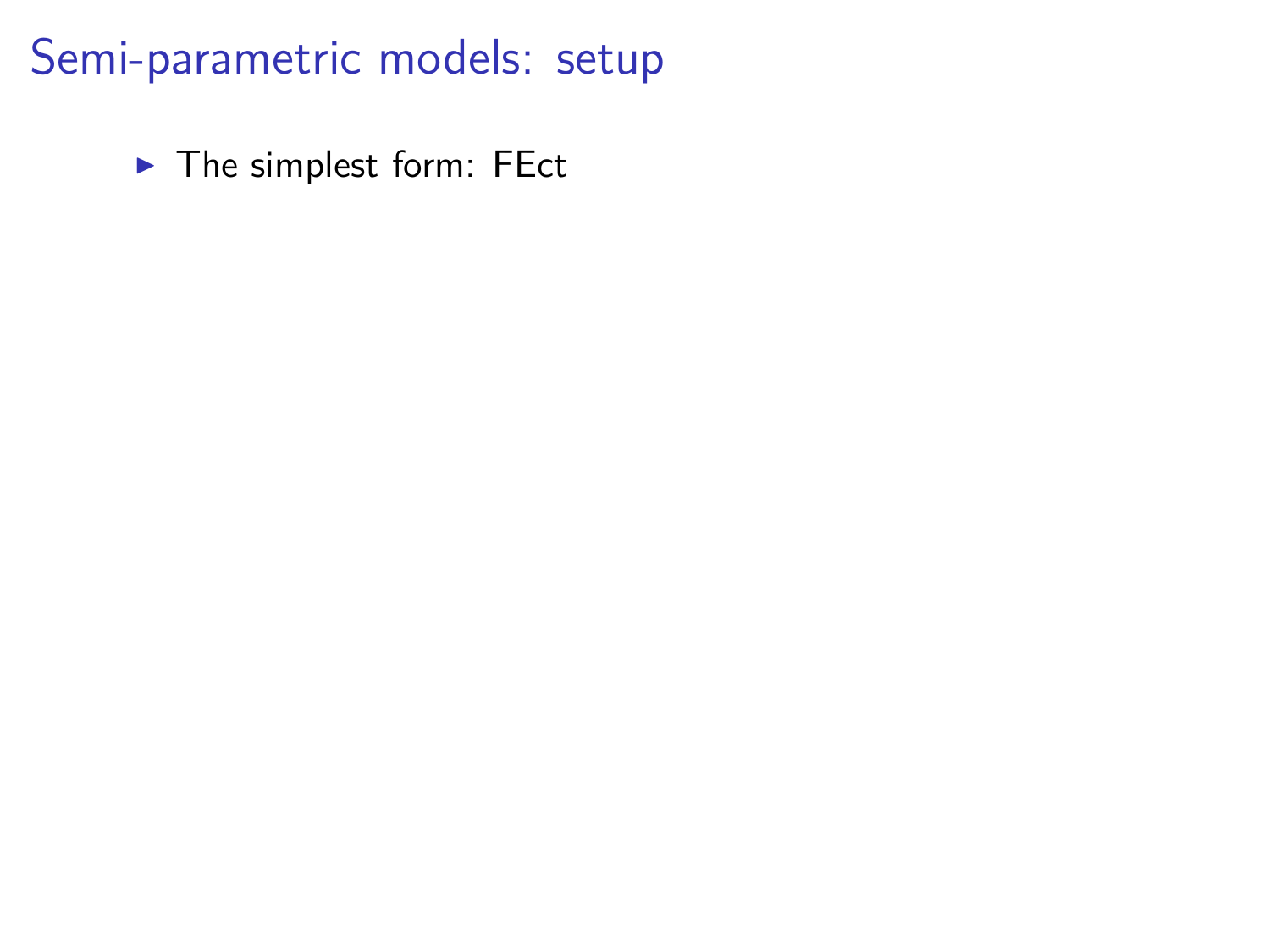# Semi-parametric models: setup

- The simplest form: FEct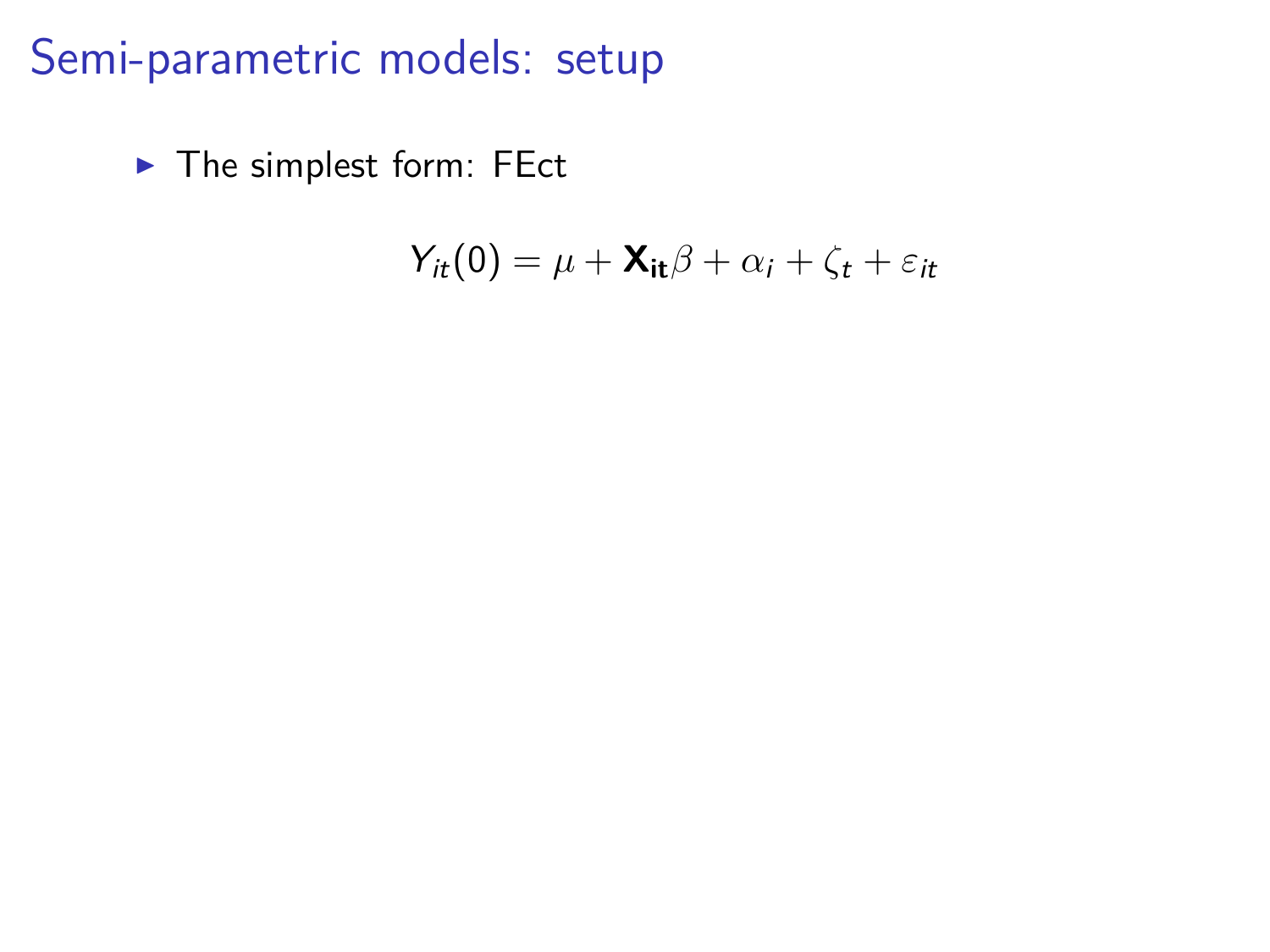# Semi-parametric models: setup

- The simplest form: FEct

$$Y_{it}(0) = \mu + \mathbf{X_{it}}\beta + \alpha_i + \zeta_t + \varepsilon_{it}$$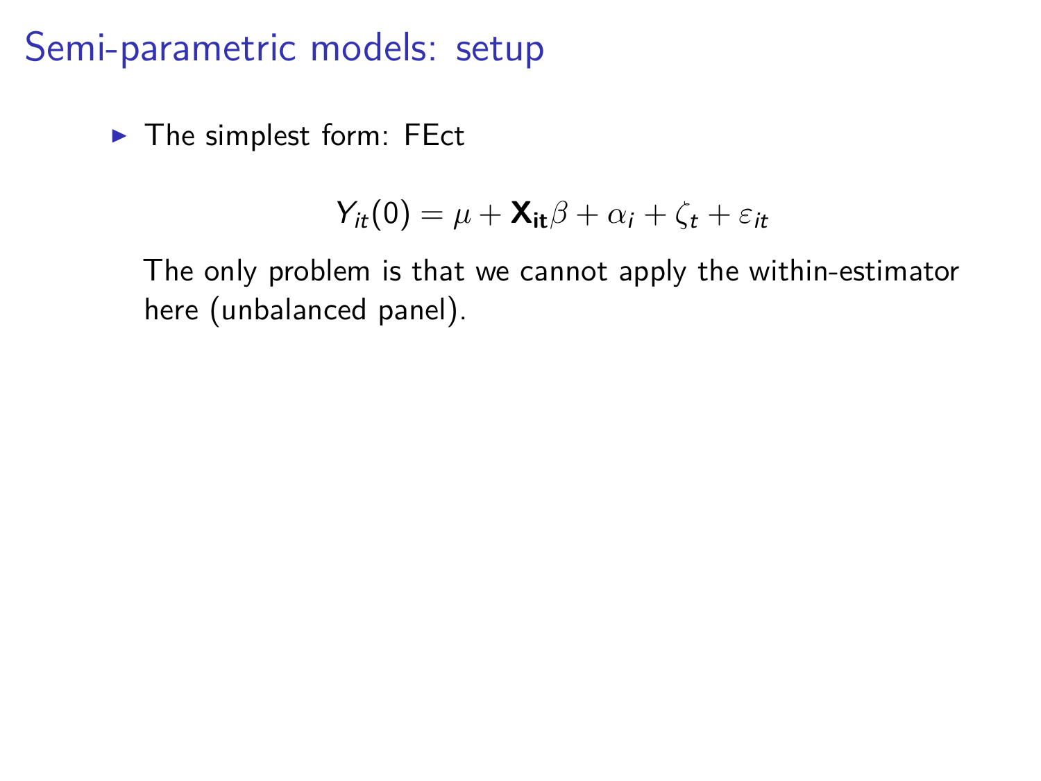# Semi-parametric models: setup

- The simplest form: FEct

$$Y_{it}(0) = \mu + \mathbf{X_{it}}\beta + \alpha_i + \zeta_t + \varepsilon_{it}$$

  The only problem is that we cannot apply the within-estimator here (unbalanced panel).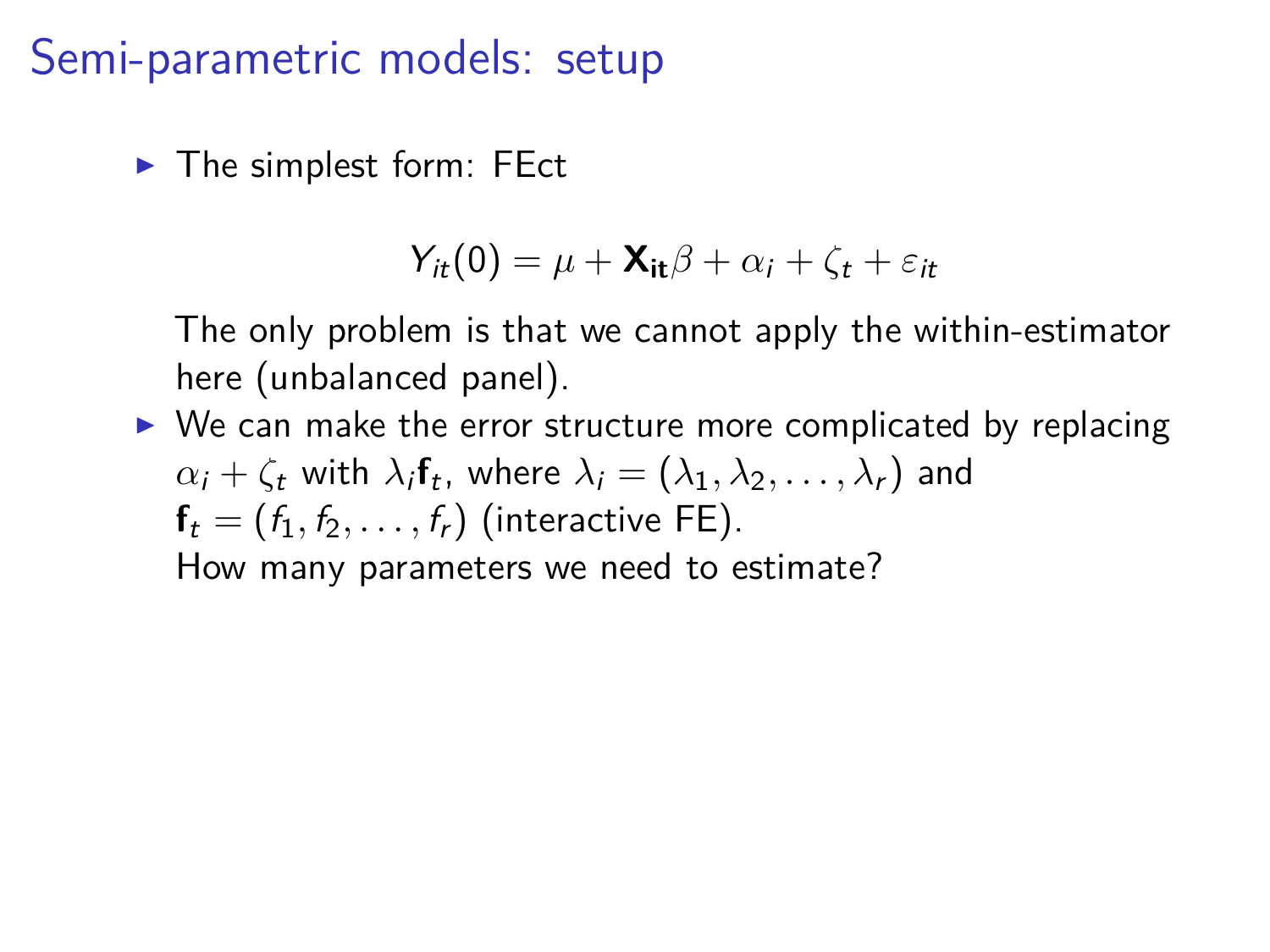# Semi-parametric models: setup

- The simplest form: FEct

$$Y_{it}(0) = \mu + \mathbf{X_{it}}\beta + \alpha_i + \zeta_t + \varepsilon_{it}$$

  The only problem is that we cannot apply the within-estimator here (unbalanced panel).

- We can make the error structure more complicated by replacing $\alpha_i + \zeta_t$ with $\lambda_i \mathbf{f}_t$, where $\lambda_i = (\lambda_1, \lambda_2, \ldots, \lambda_r)$ and $\mathbf{f}_t = (f_1, f_2, \ldots, f_r)$ (interactive FE).
  How many parameters we need to estimate?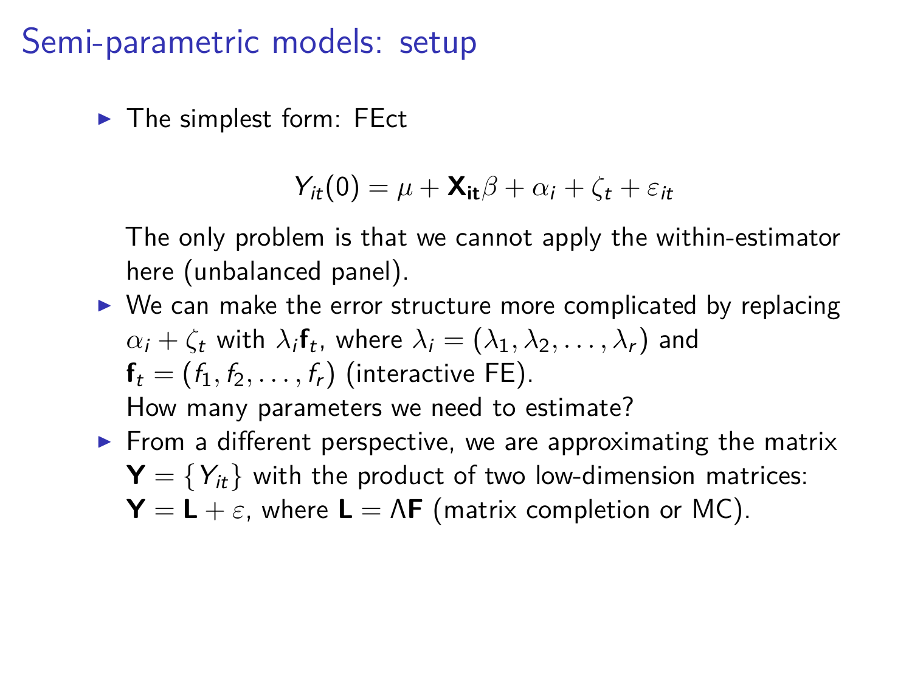# Semi-parametric models: setup

- The simplest form: FEct

$$Y_{it}(0) = \mu + \mathbf{X_{it}}\beta + \alpha_i + \zeta_t + \varepsilon_{it}$$

  The only problem is that we cannot apply the within-estimator here (unbalanced panel).

- We can make the error structure more complicated by replacing $\alpha_i + \zeta_t$ with $\lambda_i \mathbf{f}_t$, where $\lambda_i = (\lambda_1, \lambda_2, \dots, \lambda_r)$ and $\mathbf{f}_t = (f_1, f_2, \dots, f_r)$ (interactive FE).
  How many parameters we need to estimate?

- From a different perspective, we are approximating the matrix $\mathbf{Y} = \{Y_{it}\}$ with the product of two low-dimension matrices: $\mathbf{Y} = \mathbf{L} + \varepsilon$, where $\mathbf{L} = \Lambda \mathbf{F}$ (matrix completion or MC).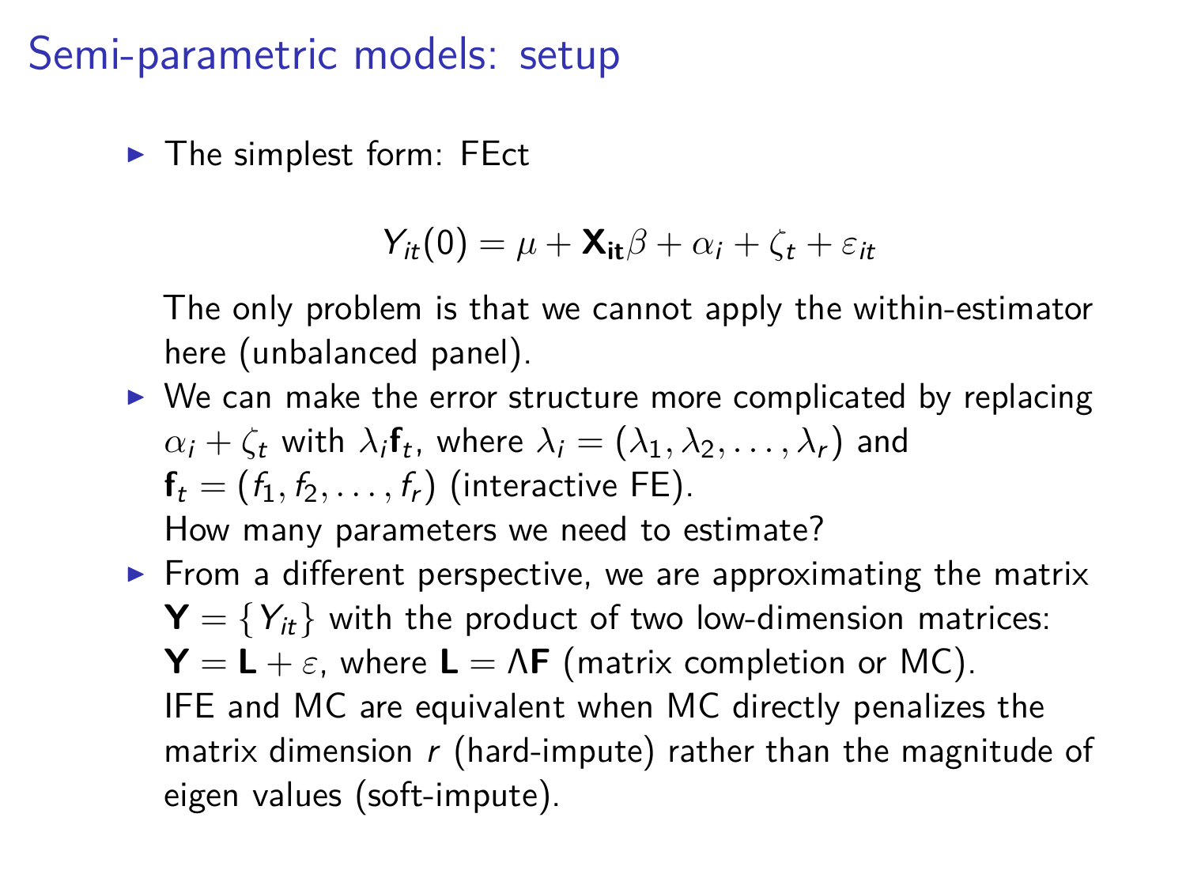# Semi-parametric models: setup

- The simplest form: FEct

$$Y_{it}(0) = \mu + \mathbf{X_{it}}\beta + \alpha_i + \zeta_t + \varepsilon_{it}$$

  The only problem is that we cannot apply the within-estimator here (unbalanced panel).

- We can make the error structure more complicated by replacing $\alpha_i + \zeta_t$ with $\lambda_i \mathbf{f}_t$, where $\lambda_i = (\lambda_1, \lambda_2, \ldots, \lambda_r)$ and $\mathbf{f}_t = (f_1, f_2, \ldots, f_r)$ (interactive FE).
  How many parameters we need to estimate?

- From a different perspective, we are approximating the matrix $\mathbf{Y} = \{Y_{it}\}$ with the product of two low-dimension matrices: $\mathbf{Y} = \mathbf{L} + \varepsilon$, where $\mathbf{L} = \Lambda\mathbf{F}$ (matrix completion or MC).
  IFE and MC are equivalent when MC directly penalizes the matrix dimension $r$ (hard-impute) rather than the magnitude of eigen values (soft-impute).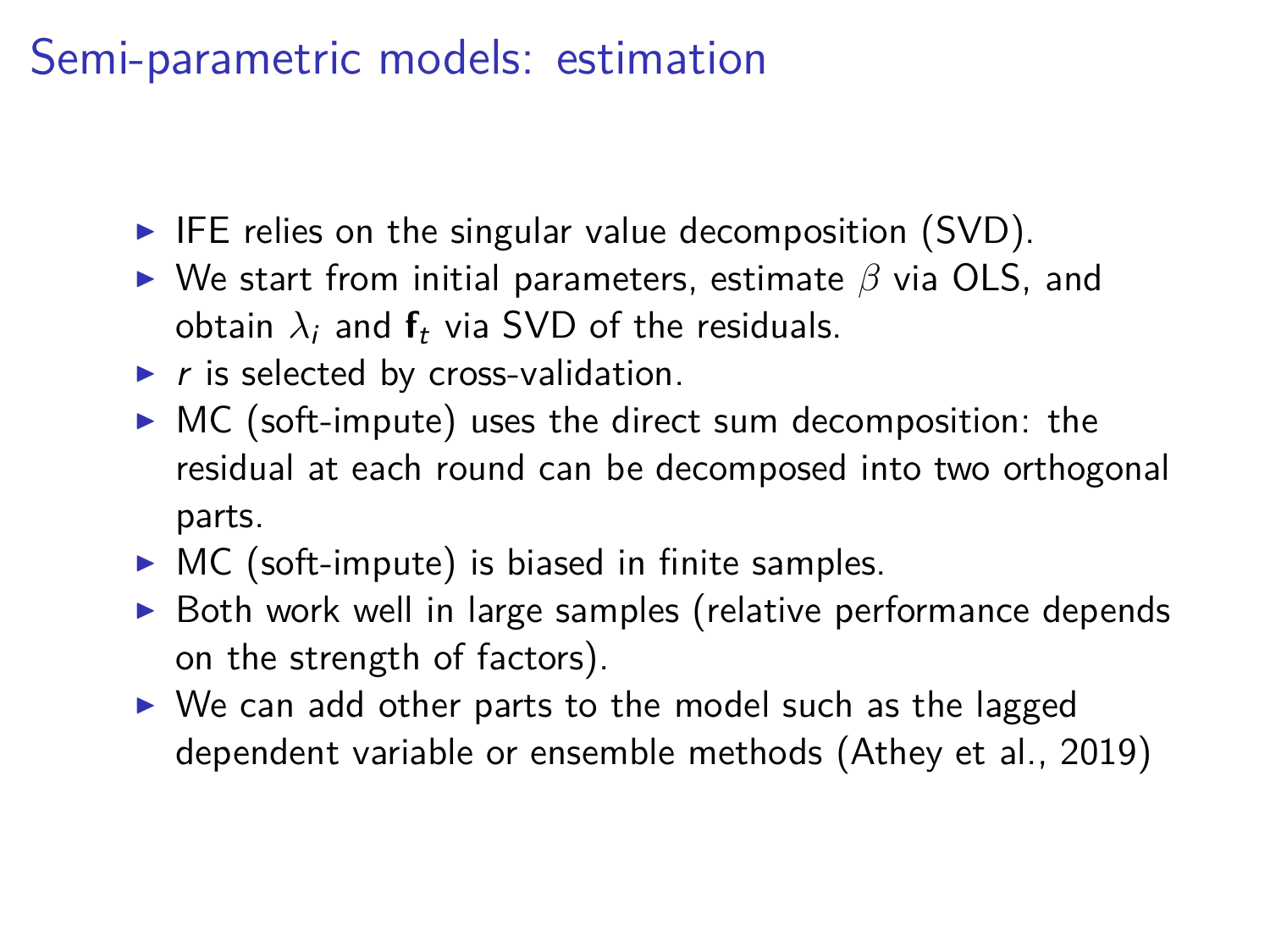# Semi-parametric models: estimation

- IFE relies on the singular value decomposition (SVD).
- We start from initial parameters, estimate $\beta$ via OLS, and obtain $\lambda_i$ and $\mathbf{f}_t$ via SVD of the residuals.
- $r$ is selected by cross-validation.
- MC (soft-impute) uses the direct sum decomposition: the residual at each round can be decomposed into two orthogonal parts.
- MC (soft-impute) is biased in finite samples.
- Both work well in large samples (relative performance depends on the strength of factors).
- We can add other parts to the model such as the lagged dependent variable or ensemble methods (Athey et al., 2019)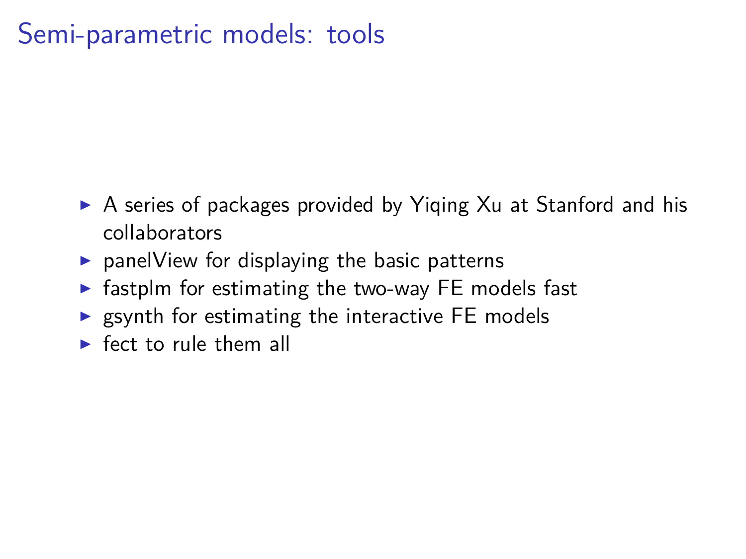# Semi-parametric models: tools

- A series of packages provided by Yiqing Xu at Stanford and his collaborators
- panelView for displaying the basic patterns
- fastplm for estimating the two-way FE models fast
- gsynth for estimating the interactive FE models
- fect to rule them all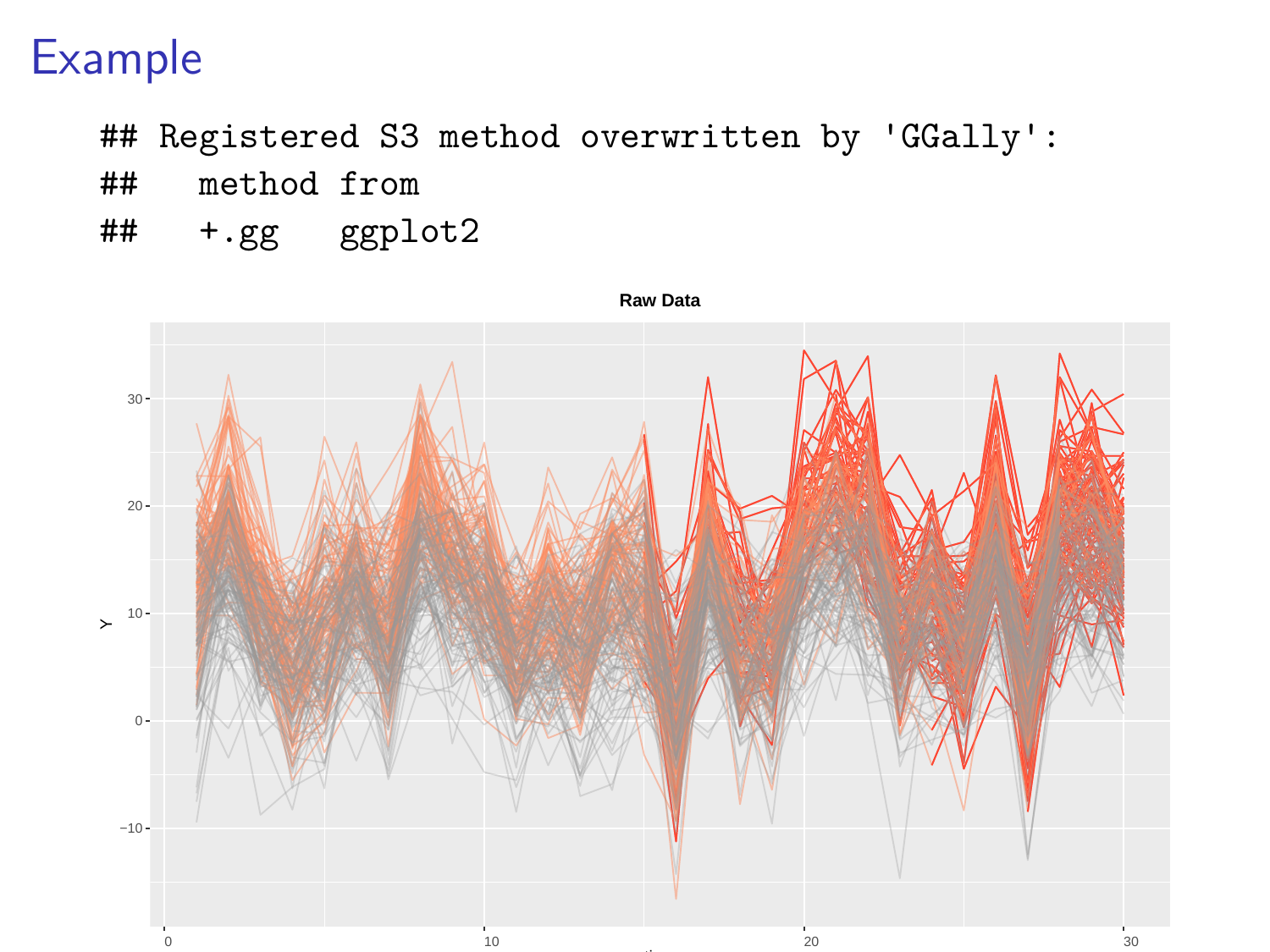# Example

```
## Registered S3 method overwritten by 'GGally':
##   method from
##   +.gg   ggplot2
```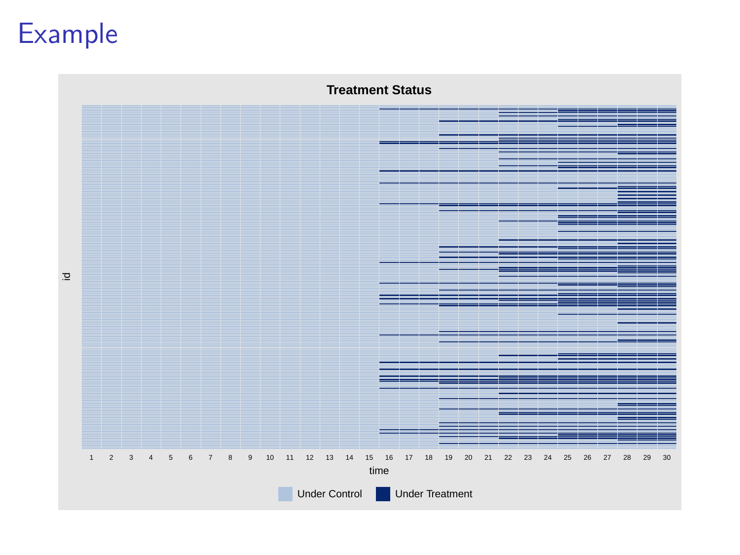# Example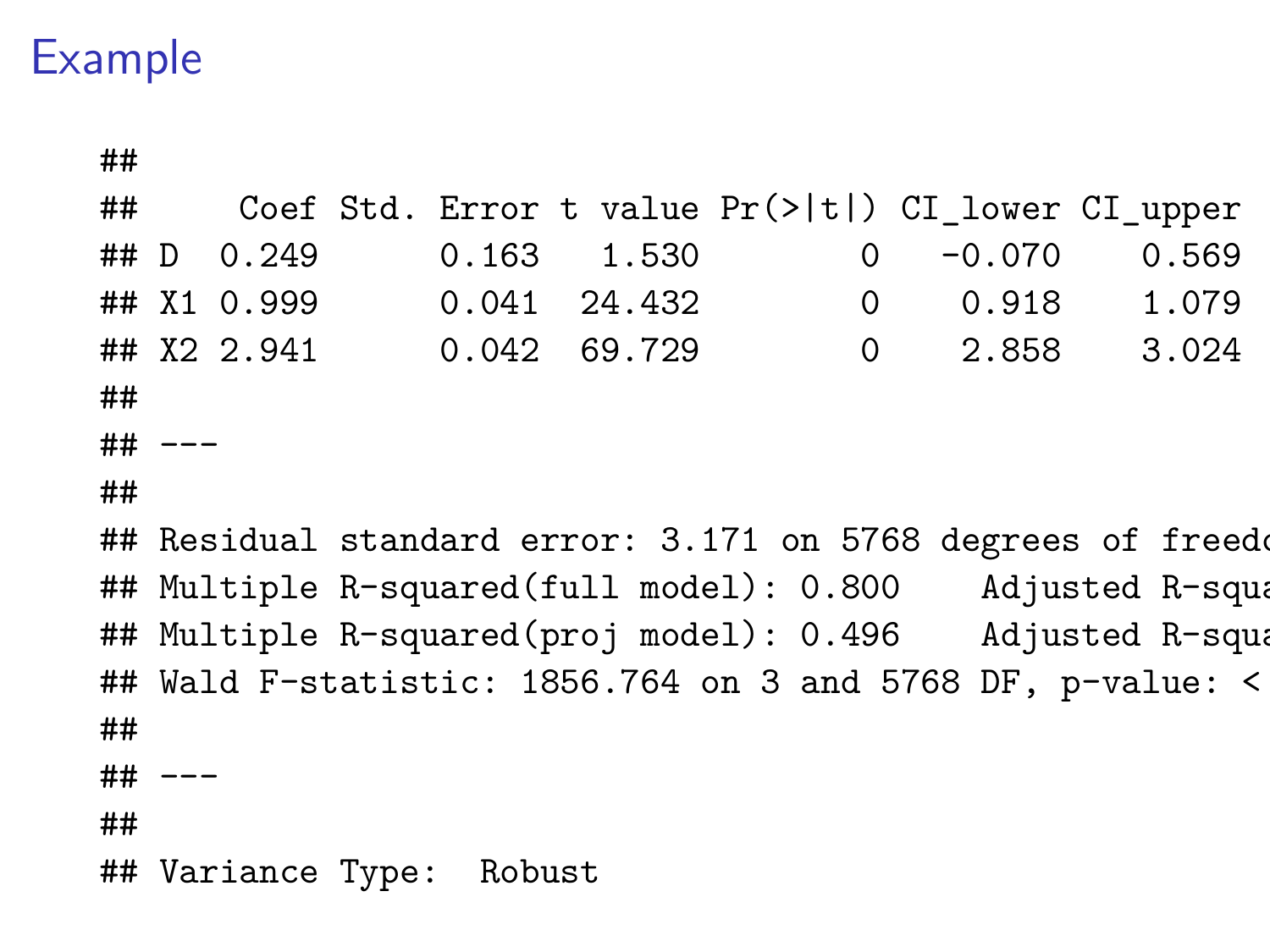# Example

```
##
##     Coef Std. Error t value Pr(>|t|) CI_lower CI_upper
## D  0.249      0.163   1.530        0   -0.070    0.569
## X1 0.999      0.041  24.432        0    0.918    1.079
## X2 2.941      0.042  69.729        0    2.858    3.024
##
## ---
##
## Residual standard error: 3.171 on 5768 degrees of freedo
## Multiple R-squared(full model): 0.800    Adjusted R-squa
## Multiple R-squared(proj model): 0.496    Adjusted R-squa
## Wald F-statistic: 1856.764 on 3 and 5768 DF, p-value: <
##
## ---
##
## Variance Type:  Robust
```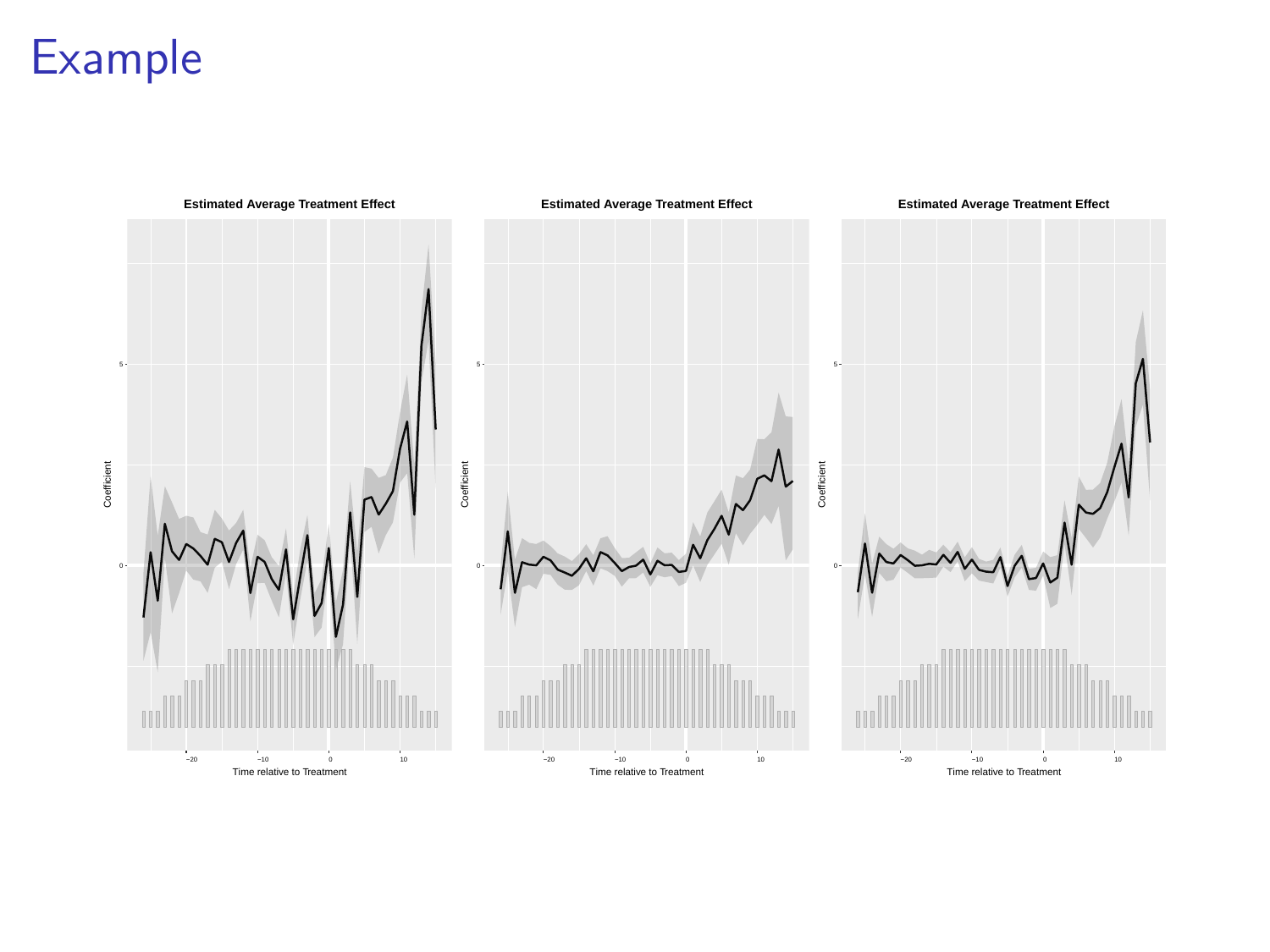# Example

**Estimated Average Treatment Effect**

Coefficient

Time relative to Treatment

**Estimated Average Treatment Effect**

Coefficient

Time relative to Treatment

**Estimated Average Treatment Effect**

Coefficient

Time relative to Treatment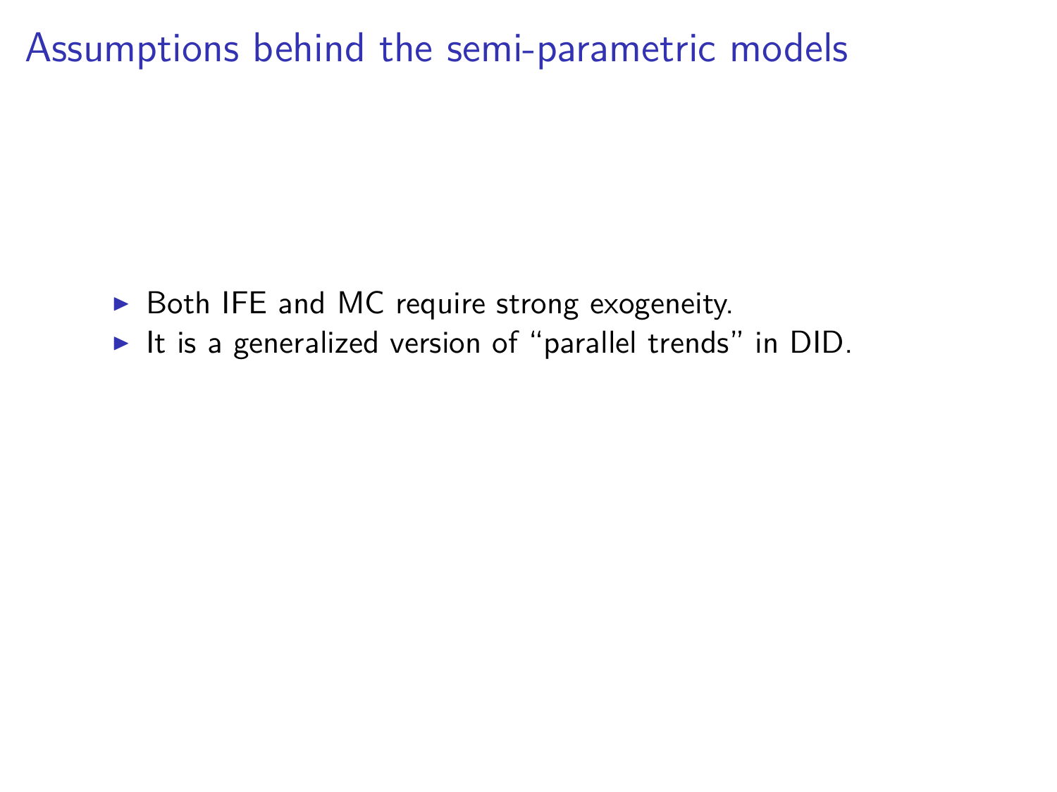# Assumptions behind the semi-parametric models

- Both IFE and MC require strong exogeneity.
- It is a generalized version of "parallel trends" in DID.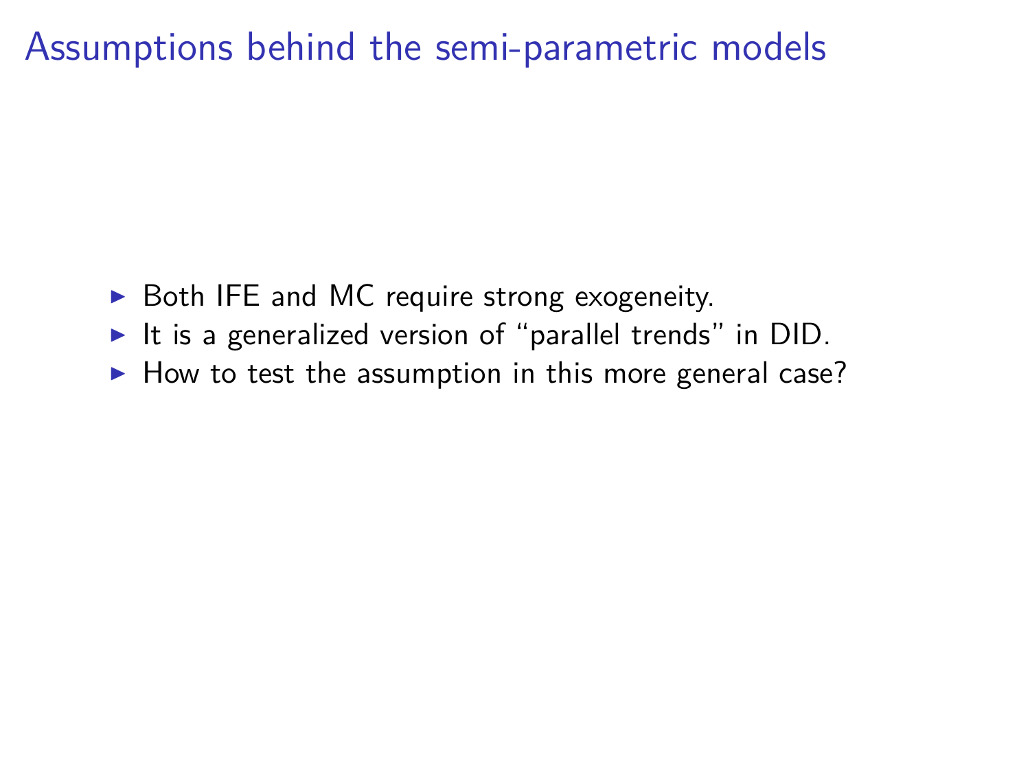# Assumptions behind the semi-parametric models

- Both IFE and MC require strong exogeneity.
- It is a generalized version of “parallel trends” in DID.
- How to test the assumption in this more general case?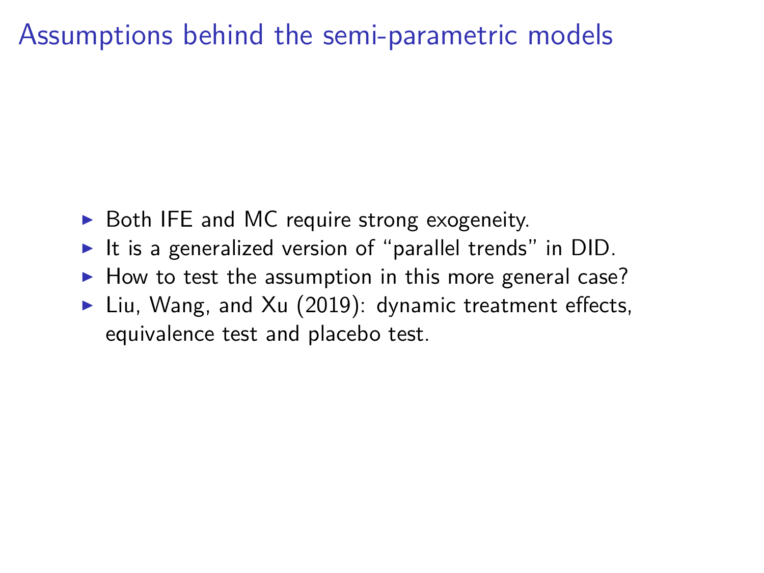# Assumptions behind the semi-parametric models

- Both IFE and MC require strong exogeneity.
- It is a generalized version of "parallel trends" in DID.
- How to test the assumption in this more general case?
- Liu, Wang, and Xu (2019): dynamic treatment effects, equivalence test and placebo test.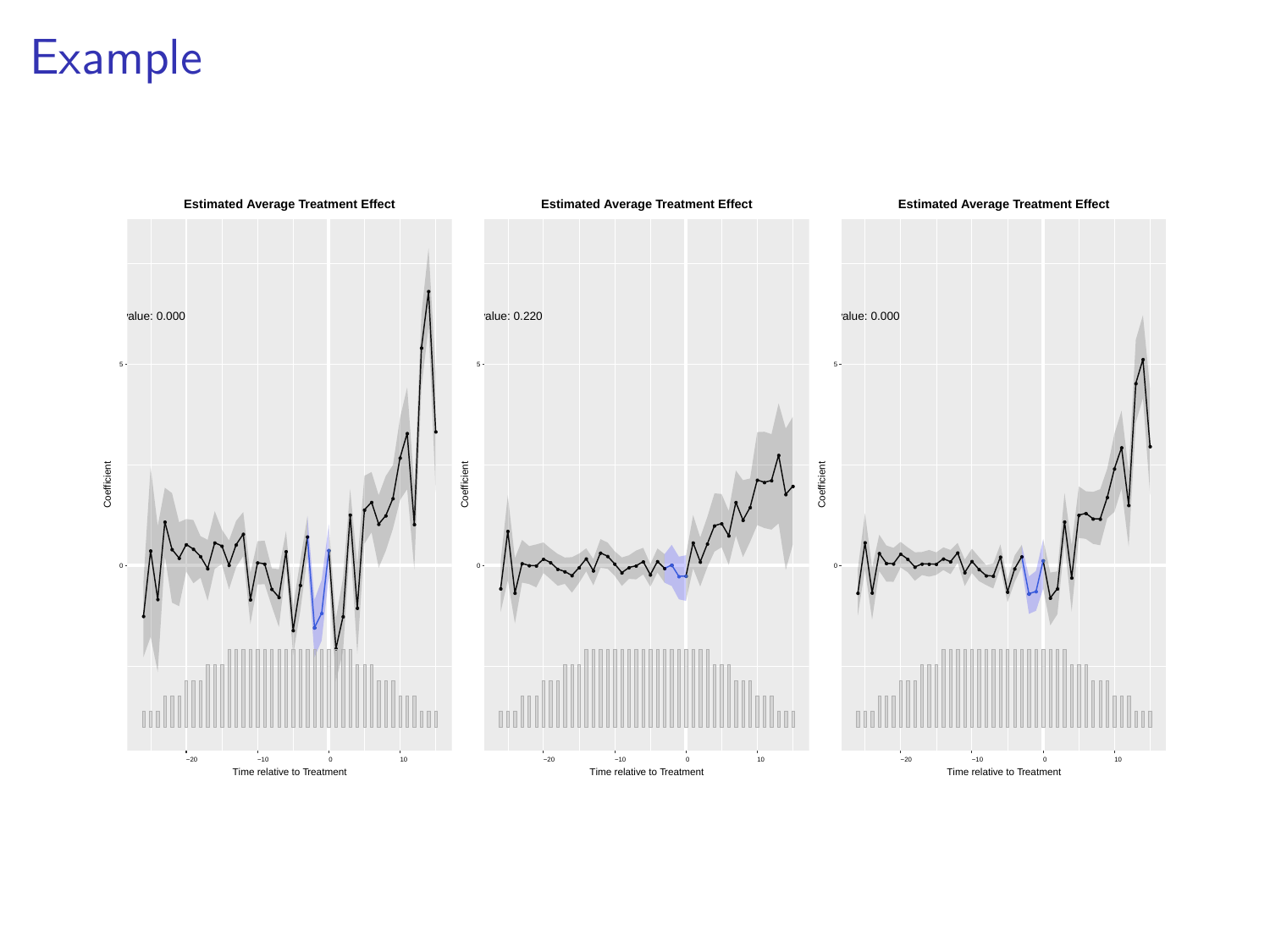# Example

### Estimated Average Treatment Effect

value: 0.000

Coefficient

Time relative to Treatment

### Estimated Average Treatment Effect

value: 0.220

Coefficient

Time relative to Treatment

### Estimated Average Treatment Effect

value: 0.000

Coefficient

Time relative to Treatment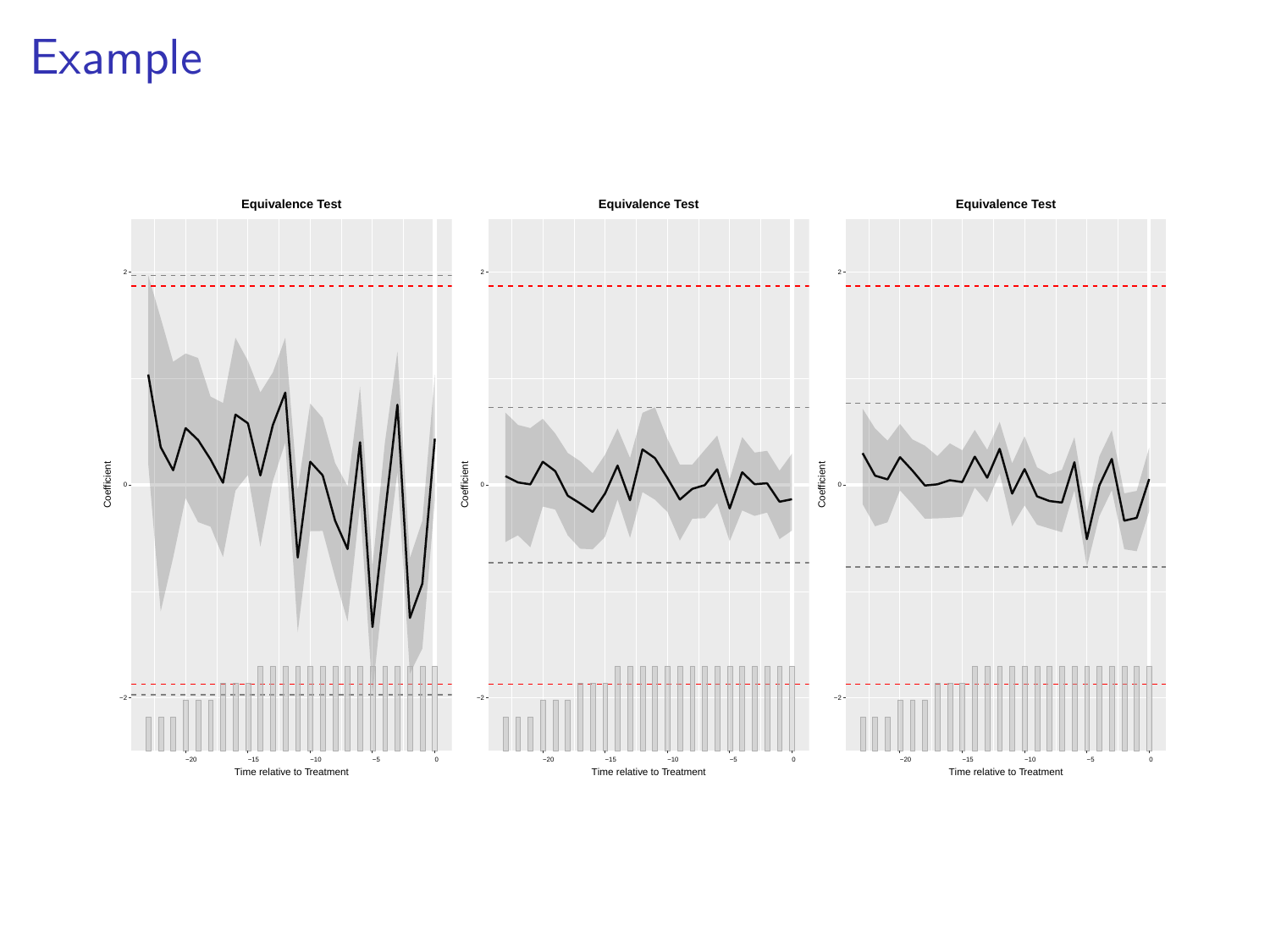# Example

Equivalence Test

Coefficient

Time relative to Treatment

Equivalence Test

Coefficient

Time relative to Treatment

Equivalence Test

Coefficient

Time relative to Treatment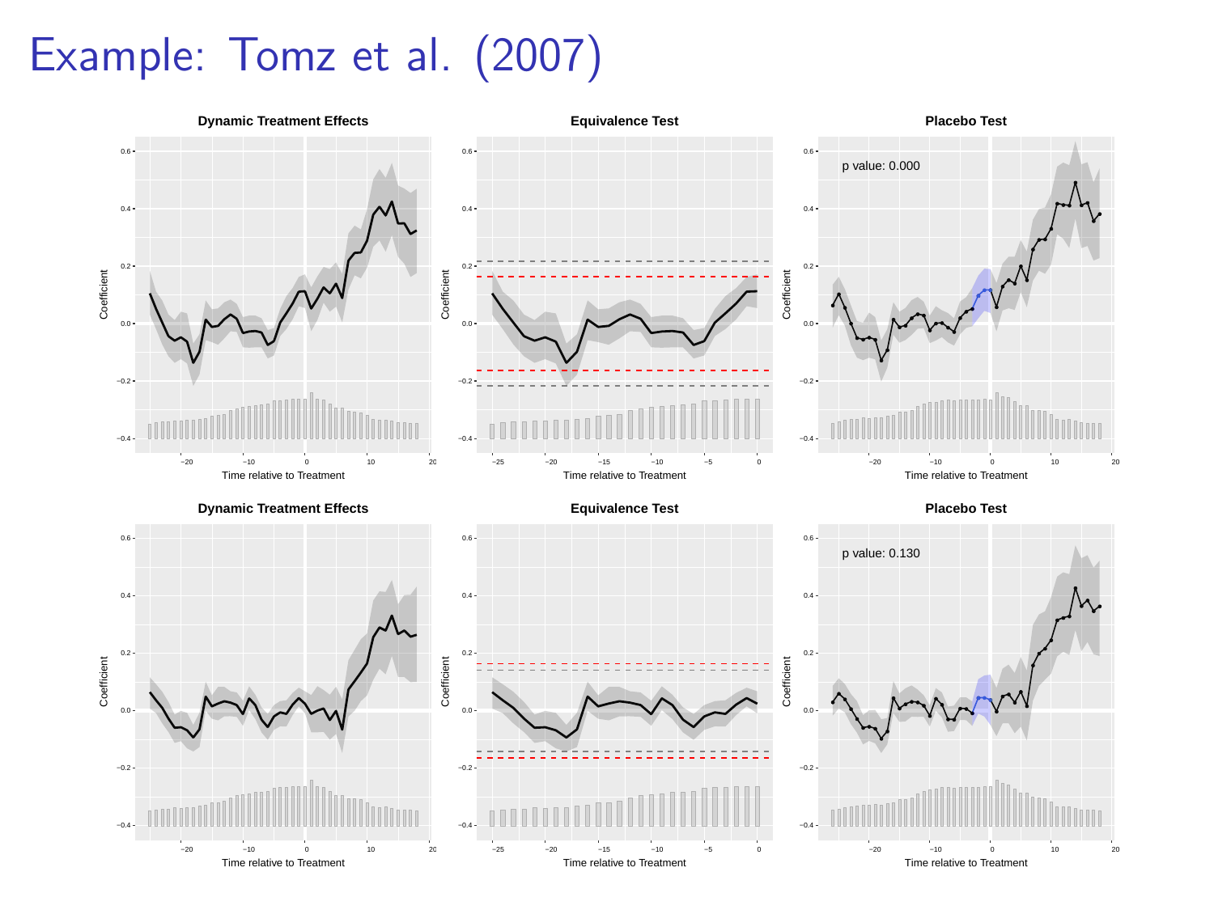# Example: Tomz et al. (2007)

**Dynamic Treatment Effects**

**Equivalence Test**

**Placebo Test**

p value: 0.000

**Dynamic Treatment Effects**

**Equivalence Test**

**Placebo Test**

p value: 0.130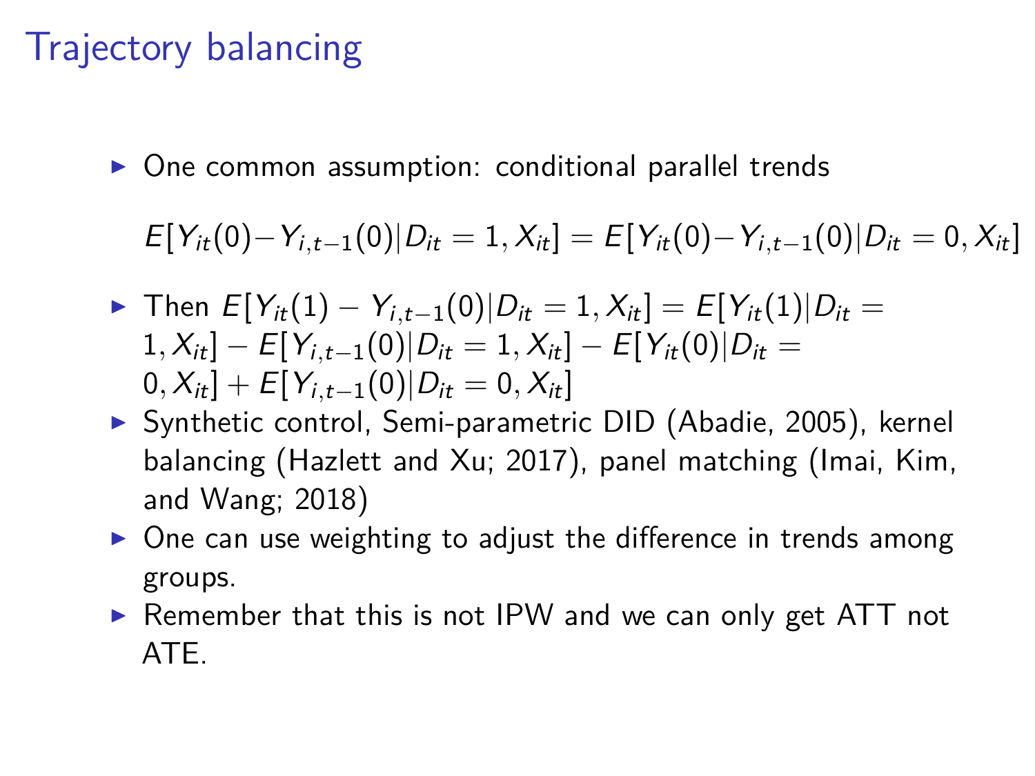# Trajectory balancing

- One common assumption: conditional parallel trends

$$E[Y_{it}(0) - Y_{i,t-1}(0) | D_{it} = 1, X_{it}] = E[Y_{it}(0) - Y_{i,t-1}(0) | D_{it} = 0, X_{it}]$$

- Then $E[Y_{it}(1) - Y_{i,t-1}(0) | D_{it} = 1, X_{it}] = E[Y_{it}(1) | D_{it} = 1, X_{it}] - E[Y_{i,t-1}(0) | D_{it} = 1, X_{it}] - E[Y_{it}(0) | D_{it} = 0, X_{it}] + E[Y_{i,t-1}(0) | D_{it} = 0, X_{it}]$
- Synthetic control, Semi-parametric DID (Abadie, 2005), kernel balancing (Hazlett and Xu; 2017), panel matching (Imai, Kim, and Wang; 2018)
- One can use weighting to adjust the difference in trends among groups.
- Remember that this is not IPW and we can only get ATT not ATE.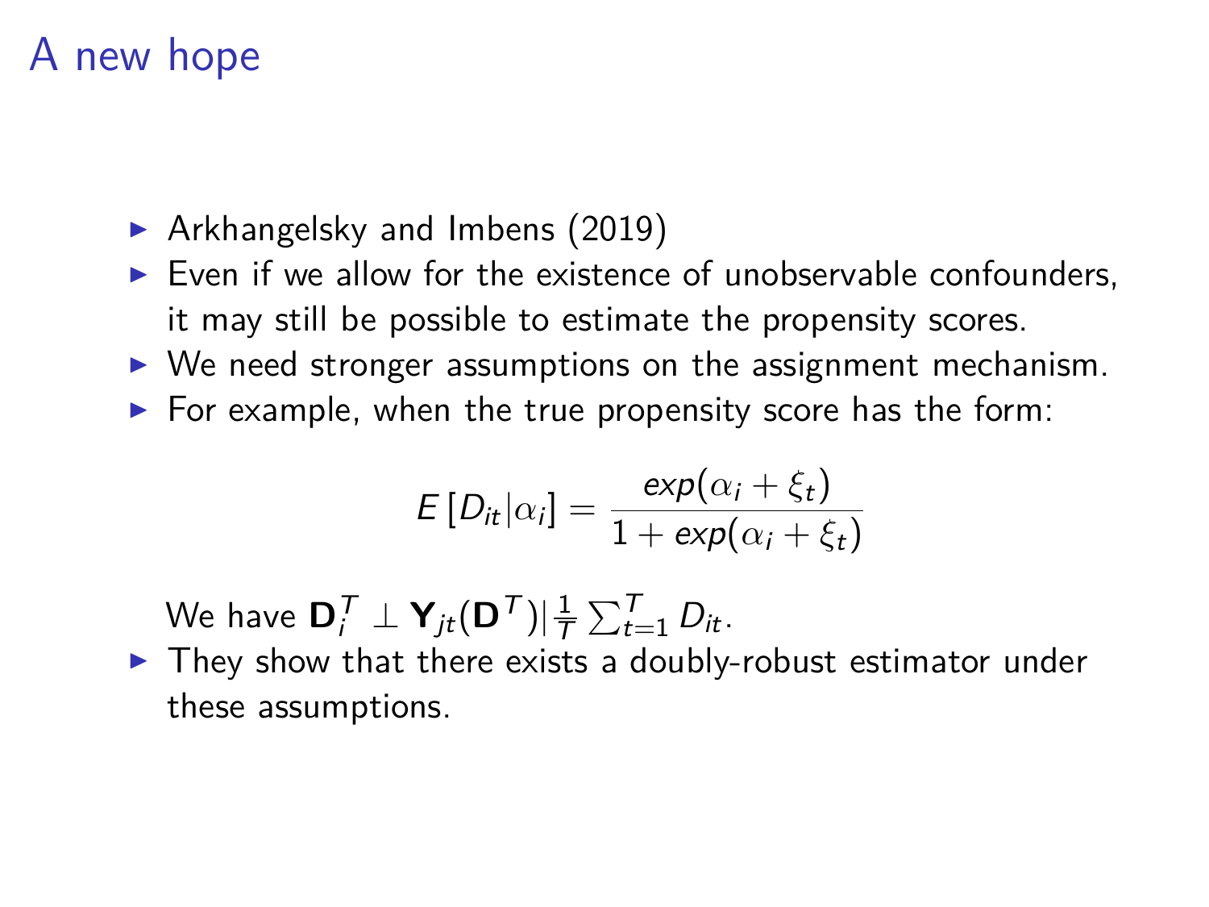# A new hope

- Arkhangelsky and Imbens (2019)
- Even if we allow for the existence of unobservable confounders, it may still be possible to estimate the propensity scores.
- We need stronger assumptions on the assignment mechanism.
- For example, when the true propensity score has the form:

$$E\left[D_{it}|\alpha_i\right] = \frac{exp(\alpha_i + \xi_t)}{1 + exp(\alpha_i + \xi_t)}$$

  We have $\mathbf{D}_i^T \perp \mathbf{Y}_{jt}(\mathbf{D}^T) | \frac{1}{T}\sum_{t=1}^{T} D_{it}$.
- They show that there exists a doubly-robust estimator under these assumptions.